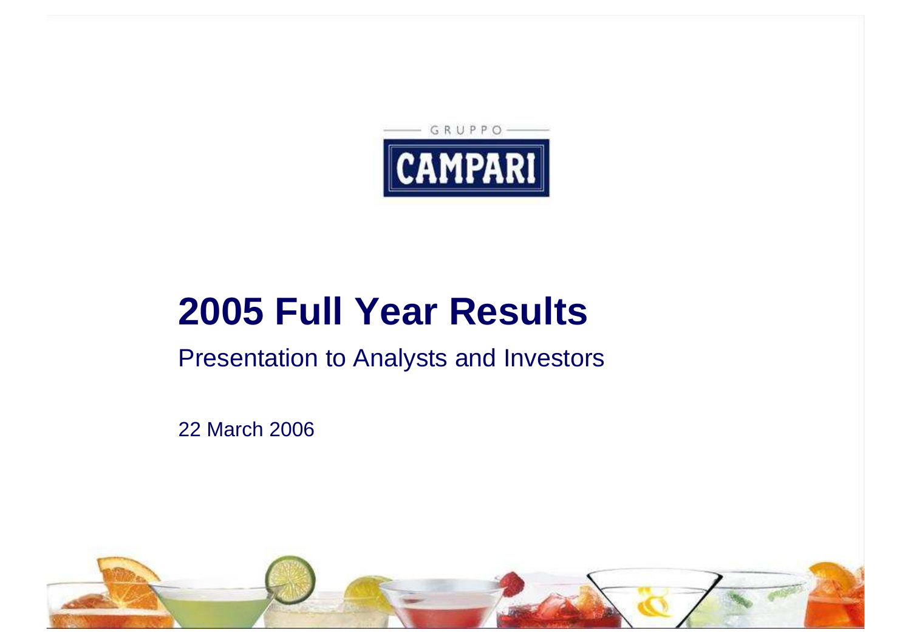GRUPPO

CAMPARI

# 2005 Full Year Results

Presentation to Analysts and Investors

22 March 2006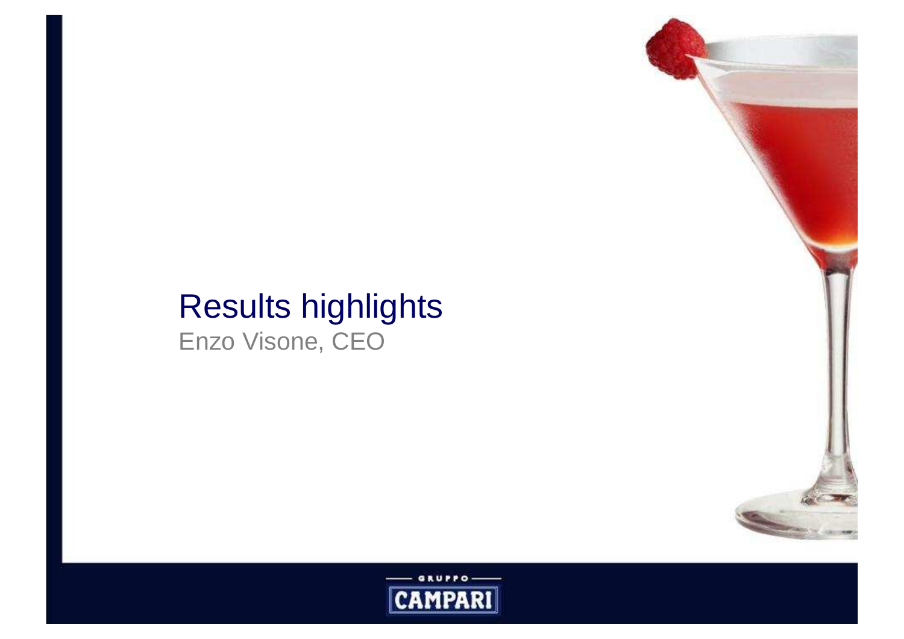# Results highlights

Enzo Visone, CEO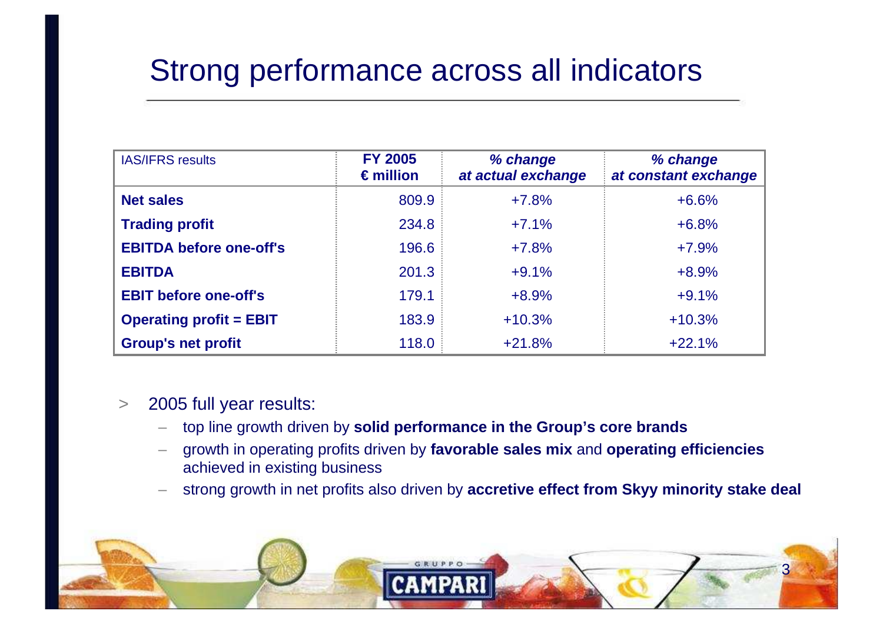# Strong performance across all indicators

| IAS/IFRS results | FY 2005 € million | *% change at actual exchange* | *% change at constant exchange* |
|---|---|---|---|
| **Net sales** | 809.9 | +7.8% | +6.6% |
| **Trading profit** | 234.8 | +7.1% | +6.8% |
| **EBITDA before one-off's** | 196.6 | +7.8% | +7.9% |
| **EBITDA** | 201.3 | +9.1% | +8.9% |
| **EBIT before one-off's** | 179.1 | +8.9% | +9.1% |
| **Operating profit = EBIT** | 183.9 | +10.3% | +10.3% |
| **Group's net profit** | 118.0 | +21.8% | +22.1% |

- 2005 full year results:
  - top line growth driven by **solid performance in the Group's core brands**
  - growth in operating profits driven by **favorable sales mix** and **operating efficiencies** achieved in existing business
  - strong growth in net profits also driven by **accretive effect from Skyy minority stake deal**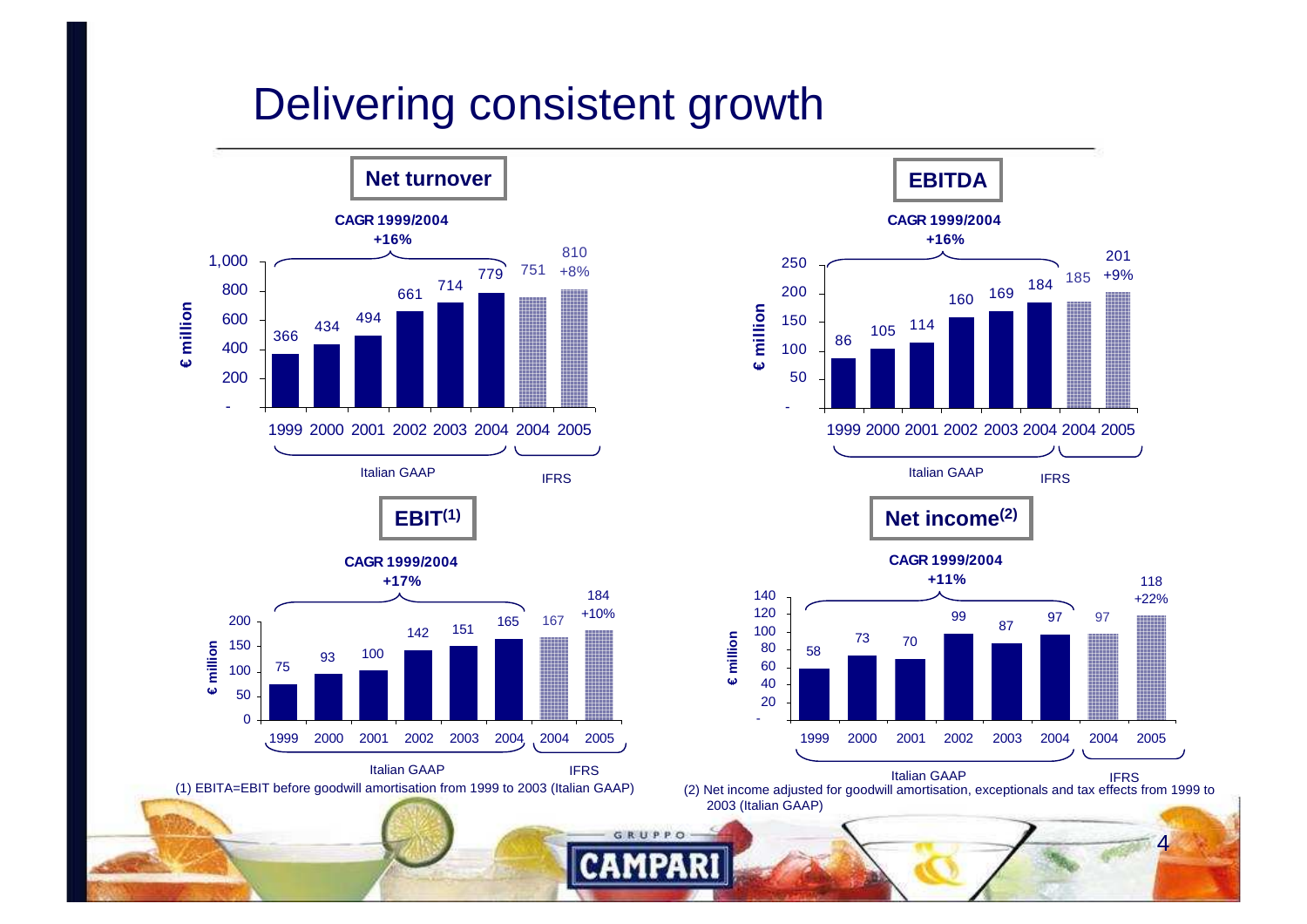# Delivering consistent growth

## Net turnover

€ million

CAGR 1999/2004 +16%

| 1999 | 2000 | 2001 | 2002 | 2003 | 2004 | 2004 | 2005 |
|---|---|---|---|---|---|---|---|
| 366 | 434 | 494 | 661 | 714 | 779 | 751 | 810 (+8%) |
| Italian GAAP | | | | | | IFRS | |

## EBITDA

€ million

CAGR 1999/2004 +16%

| 1999 | 2000 | 2001 | 2002 | 2003 | 2004 | 2004 | 2005 |
|---|---|---|---|---|---|---|---|
| 86 | 105 | 114 | 160 | 169 | 184 | 185 | 201 (+9%) |
| Italian GAAP | | | | | | IFRS | |

## EBIT[1]

€ million

CAGR 1999/2004 +17%

| 1999 | 2000 | 2001 | 2002 | 2003 | 2004 | 2004 | 2005 |
|---|---|---|---|---|---|---|---|
| 75 | 93 | 100 | 142 | 151 | 165 | 167 | 184 (+10%) |
| Italian GAAP | | | | | | IFRS | |

(1) EBITA=EBIT before goodwill amortisation from 1999 to 2003 (Italian GAAP)

## Net income[2]

€ million

CAGR 1999/2004 +11%

| 1999 | 2000 | 2001 | 2002 | 2003 | 2004 | 2004 | 2005 |
|---|---|---|---|---|---|---|---|
| 58 | 73 | 70 | 99 | 87 | 97 | 97 | 118 (+22%) |
| Italian GAAP | | | | | | IFRS | |

(2) Net income adjusted for goodwill amortisation, exceptionals and tax effects from 1999 to 2003 (Italian GAAP)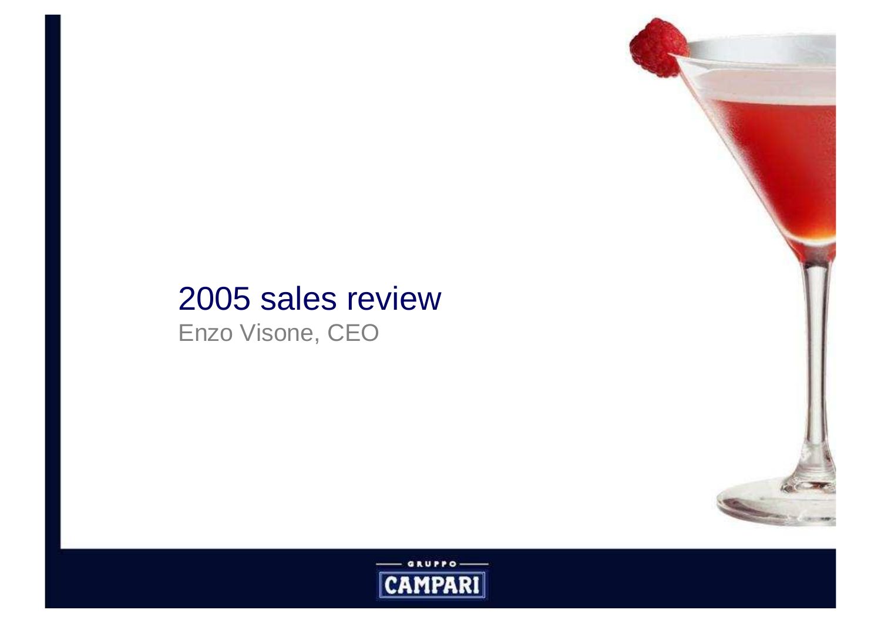# 2005 sales review

Enzo Visone, CEO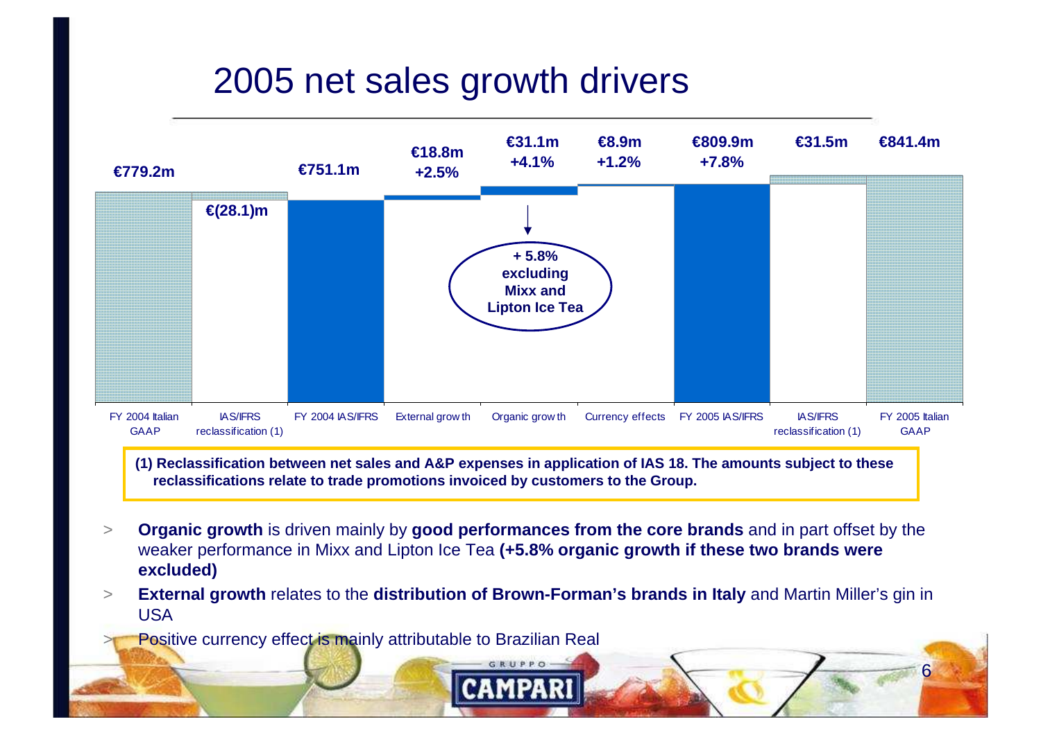# 2005 net sales growth drivers

| | FY 2004 Italian GAAP | IAS/IFRS reclassification (1) | FY 2004 IAS/IFRS | External growth | Organic growth | Currency effects | FY 2005 IAS/IFRS | IAS/IFRS reclassification (1) | FY 2005 Italian GAAP |
|---|---|---|---|---|---|---|---|---|---|
| Amount | €779.2m | €(28.1)m | €751.1m | €18.8m | €31.1m | €8.9m | €809.9m | €31.5m | €841.4m |
| Change | | | | +2.5% | +4.1% | +1.2% | +7.8% | | |

Organic growth: + 5.8% excluding Mixx and Lipton Ice Tea

**(1) Reclassification between net sales and A&P expenses in application of IAS 18. The amounts subject to these reclassifications relate to trade promotions invoiced by customers to the Group.**

- **Organic growth** is driven mainly by **good performances from the core brands** and in part offset by the weaker performance in Mixx and Lipton Ice Tea **(+5.8% organic growth if these two brands were excluded)**
- **External growth** relates to the **distribution of Brown-Forman's brands in Italy** and Martin Miller's gin in USA
- Positive currency effect is mainly attributable to Brazilian Real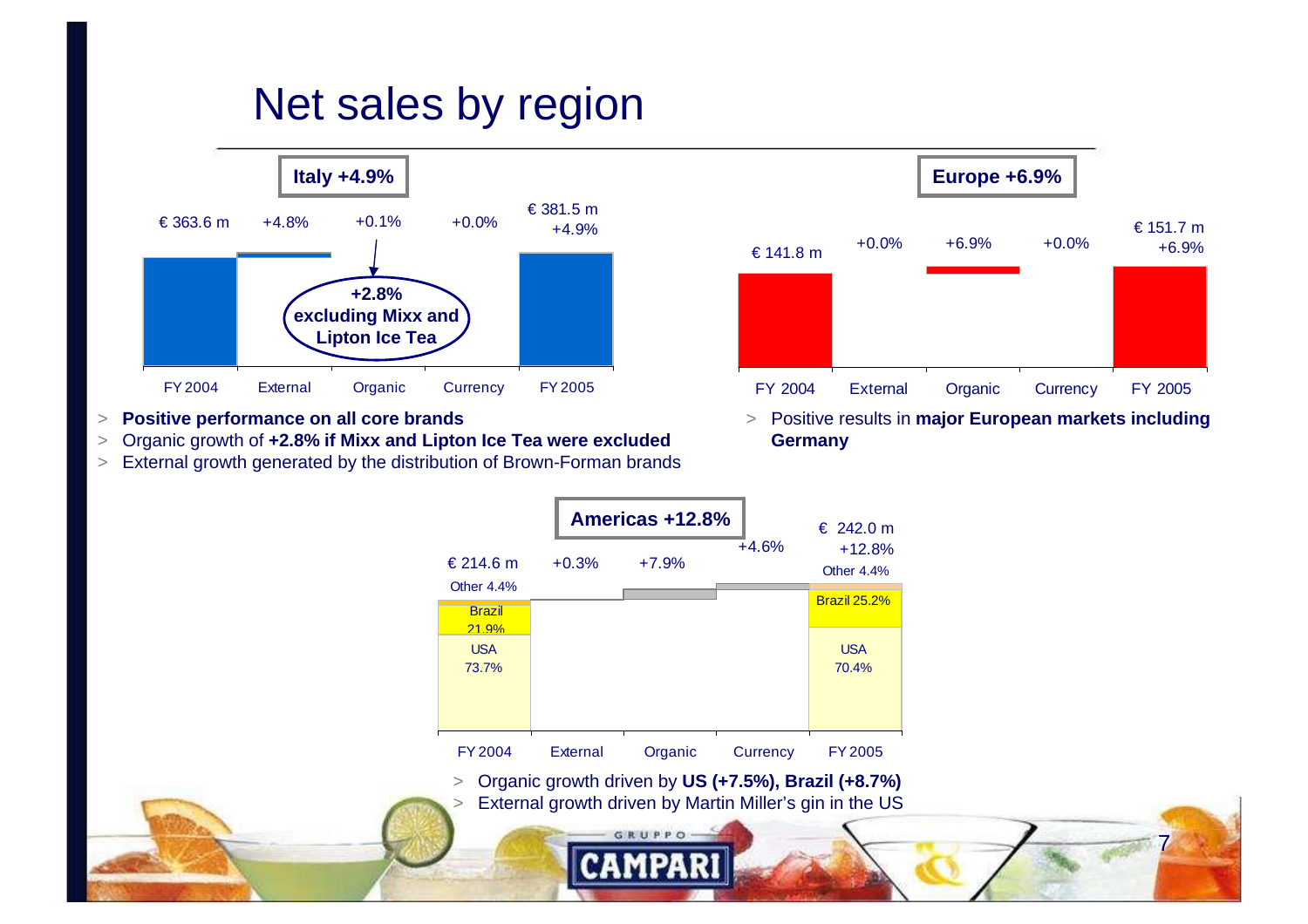# Net sales by region

## Italy +4.9%

| FY 2004 | External | Organic | Currency | FY 2005 |
|---|---|---|---|---|
| € 363.6 m | +4.8% | +0.1% | +0.0% | € 381.5 m +4.9% |

**+2.8% excluding Mixx and Lipton Ice Tea**

- **Positive performance on all core brands**
- Organic growth of **+2.8% if Mixx and Lipton Ice Tea were excluded**
- External growth generated by the distribution of Brown-Forman brands

## Europe +6.9%

| FY 2004 | External | Organic | Currency | FY 2005 |
|---|---|---|---|---|
| € 141.8 m | +0.0% | +6.9% | +0.0% | € 151.7 m +6.9% |

- Positive results in **major European markets including Germany**

## Americas +12.8%

| FY 2004 | External | Organic | Currency | FY 2005 |
|---|---|---|---|---|
| € 214.6 m | +0.3% | +7.9% | +4.6% | € 242.0 m +12.8% |
| Other 4.4% | | | | Other 4.4% |
| Brazil 21.9% | | | | Brazil 25.2% |
| USA 73.7% | | | | USA 70.4% |

- Organic growth driven by **US (+7.5%), Brazil (+8.7%)**
- External growth driven by Martin Miller's gin in the US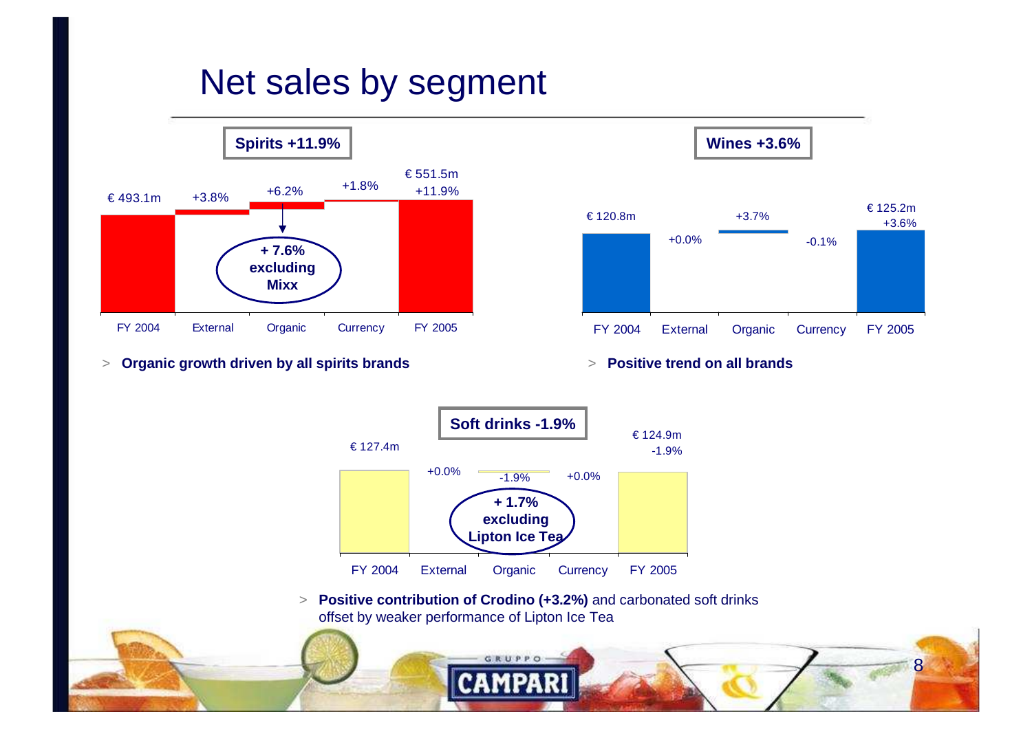# Net sales by segment

## Spirits +11.9%

| FY 2004 | External | Organic | Currency | FY 2005 |
|---|---|---|---|---|
| € 493.1m | +3.8% | +6.2% | +1.8% | € 551.5m +11.9% |

**+ 7.6% excluding Mixx**

> **Organic growth driven by all spirits brands**

## Wines +3.6%

| FY 2004 | External | Organic | Currency | FY 2005 |
|---|---|---|---|---|
| € 120.8m | +0.0% | +3.7% | -0.1% | € 125.2m +3.6% |

> **Positive trend on all brands**

## Soft drinks -1.9%

| FY 2004 | External | Organic | Currency | FY 2005 |
|---|---|---|---|---|
| € 127.4m | +0.0% | -1.9% | +0.0% | € 124.9m -1.9% |

**+ 1.7% excluding Lipton Ice Tea**

> **Positive contribution of Crodino (+3.2%)** and carbonated soft drinks offset by weaker performance of Lipton Ice Tea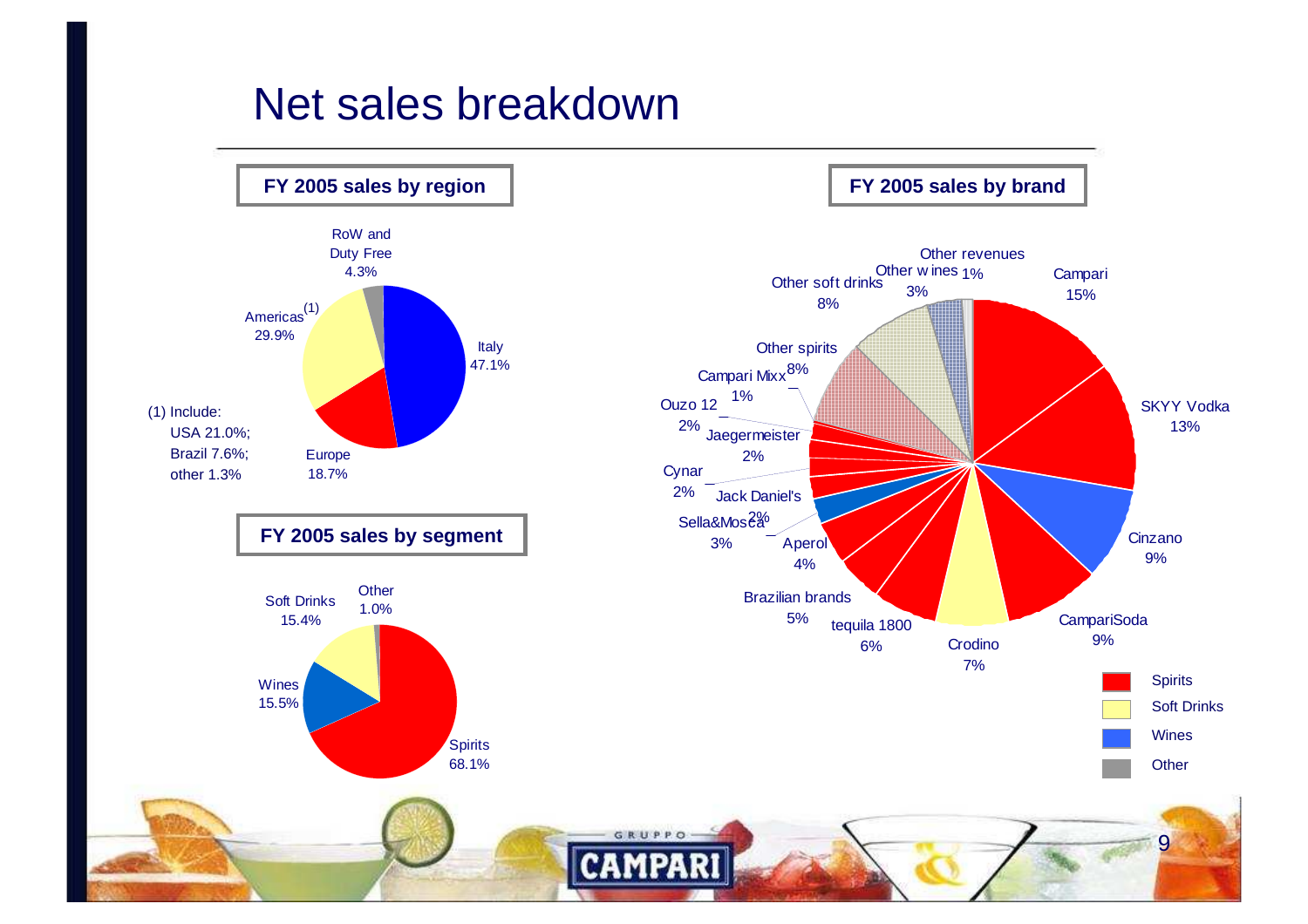# Net sales breakdown

## FY 2005 sales by region

| Region | Share |
|---|---|
| Italy | 47.1% |
| Americas (1) | 29.9% |
| Europe | 18.7% |
| RoW and Duty Free | 4.3% |

(1) Include:
- USA 21.0%;
- Brazil 7.6%;
- other 1.3%

## FY 2005 sales by segment

| Segment | Share |
|---|---|
| Spirits | 68.1% |
| Wines | 15.5% |
| Soft Drinks | 15.4% |
| Other | 1.0% |

## FY 2005 sales by brand

| Brand | Share |
|---|---|
| Campari | 15% |
| SKYY Vodka | 13% |
| Cinzano | 9% |
| CampariSoda | 9% |
| Crodino | 7% |
| tequila 1800 | 6% |
| Brazilian brands | 5% |
| Aperol | 4% |
| Sella&Mosca | 3% |
| Jack Daniel's | 2% |
| Cynar | 2% |
| Jaegermeister | 2% |
| Ouzo 12 | 2% |
| Campari Mixx | 1% |
| Other spirits | 8% |
| Other soft drinks | 8% |
| Other wines | 3% |
| Other revenues | 1% |

Legend: Spirits, Soft Drinks, Wines, Other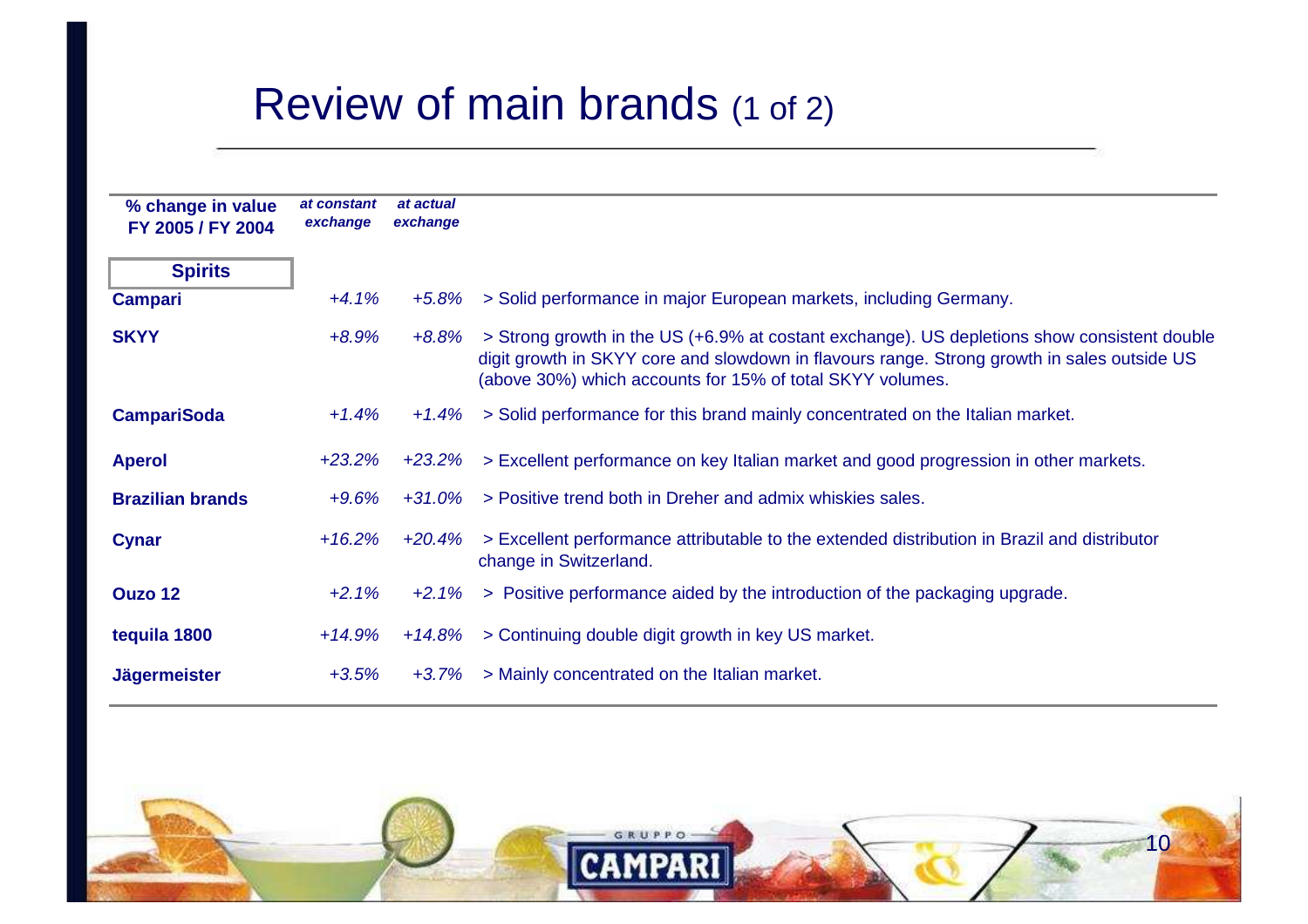# Review of main brands (1 of 2)

| % change in value FY 2005 / FY 2004 | *at constant exchange* | *at actual exchange* | |
|---|---|---|---|
| **Spirits** | | | |
| **Campari** | *+4.1%* | *+5.8%* | > Solid performance in major European markets, including Germany. |
| **SKYY** | *+8.9%* | *+8.8%* | > Strong growth in the US (+6.9% at costant exchange). US depletions show consistent double digit growth in SKYY core and slowdown in flavours range. Strong growth in sales outside US (above 30%) which accounts for 15% of total SKYY volumes. |
| **CampariSoda** | *+1.4%* | *+1.4%* | > Solid performance for this brand mainly concentrated on the Italian market. |
| **Aperol** | *+23.2%* | *+23.2%* | > Excellent performance on key Italian market and good progression in other markets. |
| **Brazilian brands** | *+9.6%* | *+31.0%* | > Positive trend both in Dreher and admix whiskies sales. |
| **Cynar** | *+16.2%* | *+20.4%* | > Excellent performance attributable to the extended distribution in Brazil and distributor change in Switzerland. |
| **Ouzo 12** | *+2.1%* | *+2.1%* | > Positive performance aided by the introduction of the packaging upgrade. |
| **tequila 1800** | *+14.9%* | *+14.8%* | > Continuing double digit growth in key US market. |
| **Jägermeister** | *+3.5%* | *+3.7%* | > Mainly concentrated on the Italian market. |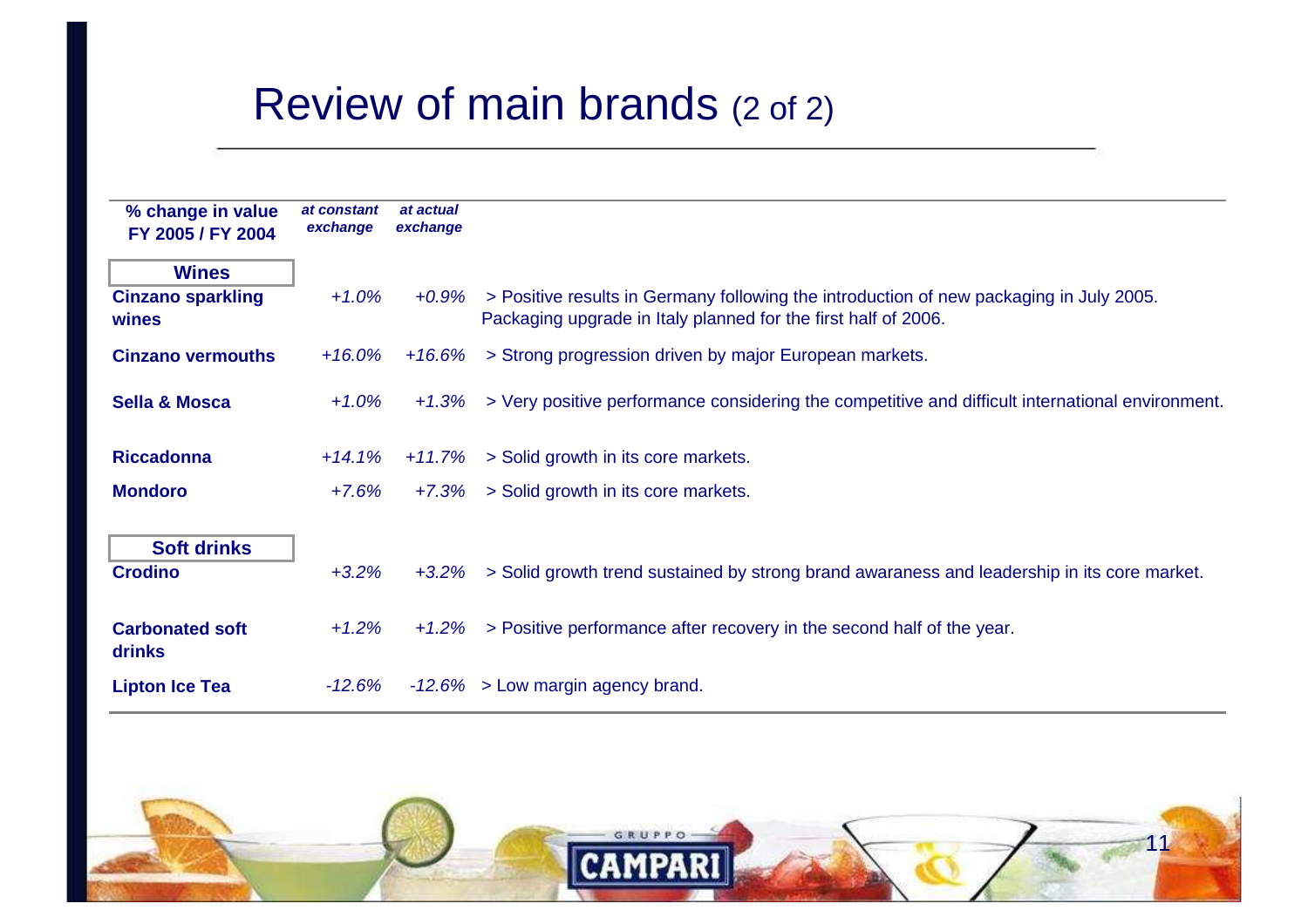# Review of main brands (2 of 2)

| % change in value FY 2005 / FY 2004 | *at constant exchange* | *at actual exchange* | |
|---|---|---|---|
| **Wines** | | | |
| **Cinzano sparkling wines** | *+1.0%* | *+0.9%* | > Positive results in Germany following the introduction of new packaging in July 2005. Packaging upgrade in Italy planned for the first half of 2006. |
| **Cinzano vermouths** | *+16.0%* | *+16.6%* | > Strong progression driven by major European markets. |
| **Sella & Mosca** | *+1.0%* | *+1.3%* | > Very positive performance considering the competitive and difficult international environment. |
| **Riccadonna** | *+14.1%* | *+11.7%* | > Solid growth in its core markets. |
| **Mondoro** | *+7.6%* | *+7.3%* | > Solid growth in its core markets. |
| **Soft drinks** | | | |
| **Crodino** | *+3.2%* | *+3.2%* | > Solid growth trend sustained by strong brand awaraness and leadership in its core market. |
| **Carbonated soft drinks** | *+1.2%* | *+1.2%* | > Positive performance after recovery in the second half of the year. |
| **Lipton Ice Tea** | *-12.6%* | *-12.6%* | > Low margin agency brand. |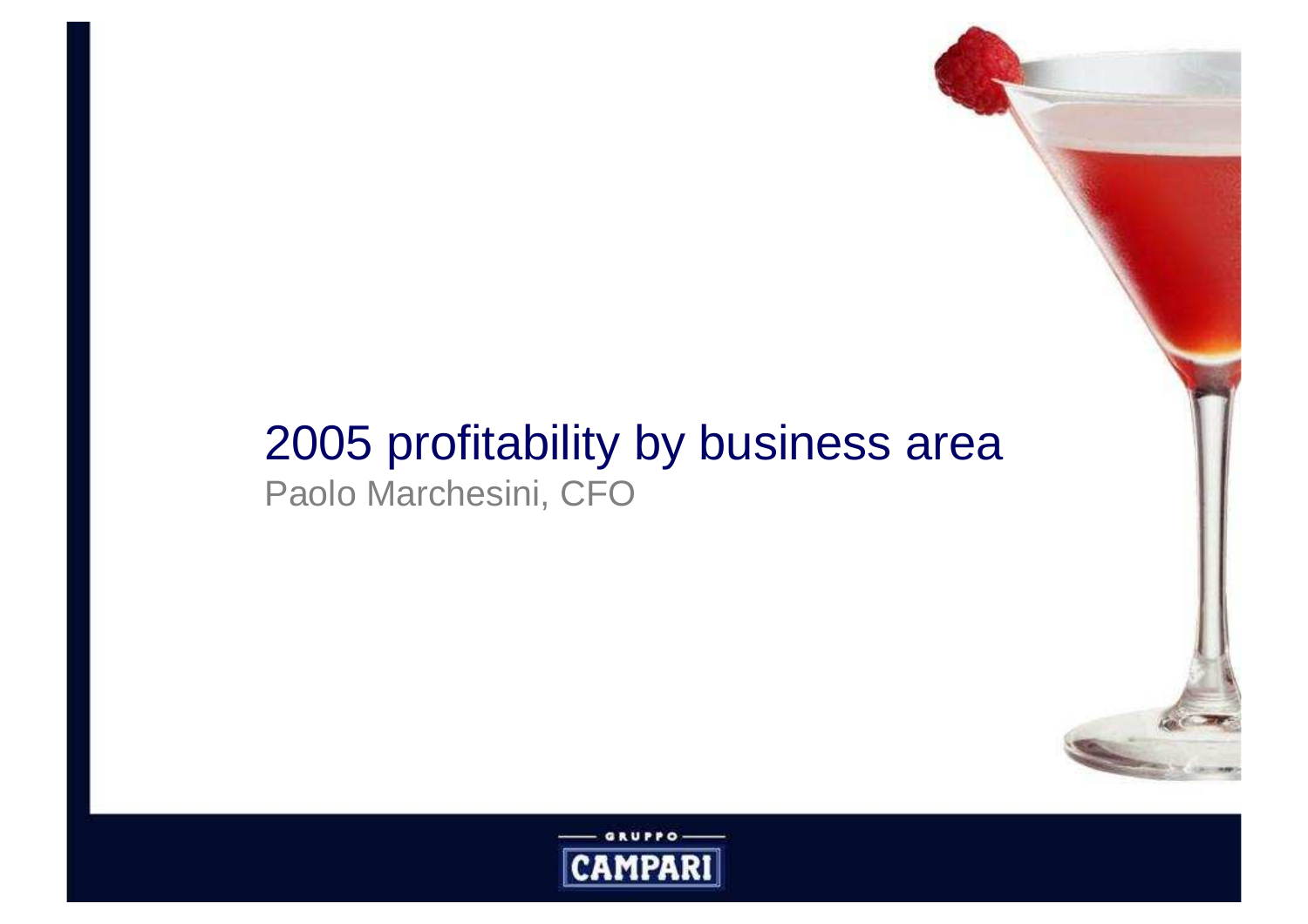# 2005 profitability by business area

Paolo Marchesini, CFO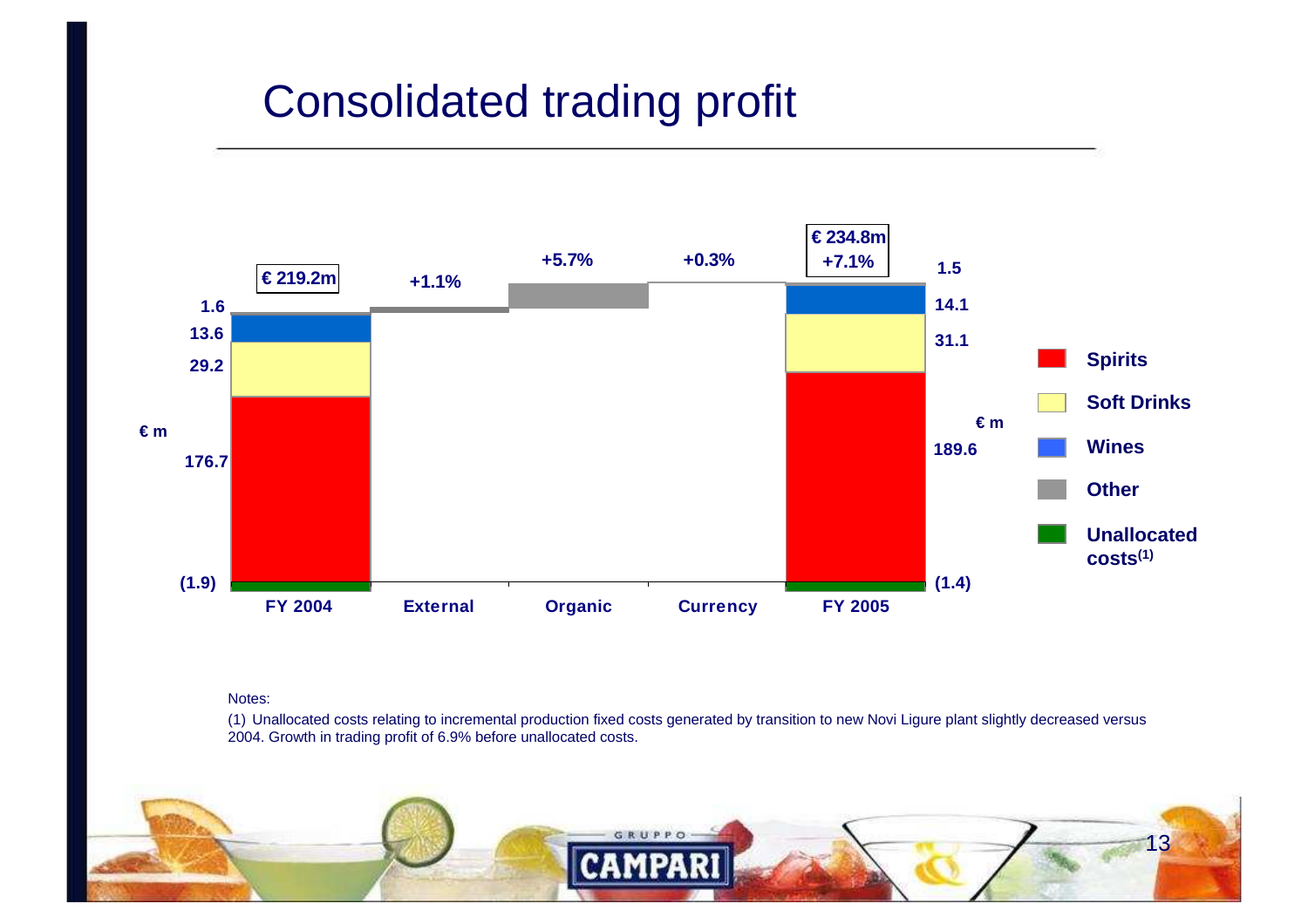# Consolidated trading profit

| | FY 2004 | External | Organic | Currency | FY 2005 |
|---|---|---|---|---|---|
| Total | € 219.2m | +1.1% | +5.7% | +0.3% | € 234.8m (+7.1%) |
| Other | 1.6 | | | | 1.5 |
| Wines | 13.6 | | | | 14.1 |
| Soft Drinks | 29.2 | | | | 31.1 |
| Spirits | 176.7 | | | | 189.6 |
| Unallocated costs[1] | (1.9) | | | | (1.4) |

€ m

Notes:

(1) Unallocated costs relating to incremental production fixed costs generated by transition to new Novi Ligure plant slightly decreased versus 2004. Growth in trading profit of 6.9% before unallocated costs.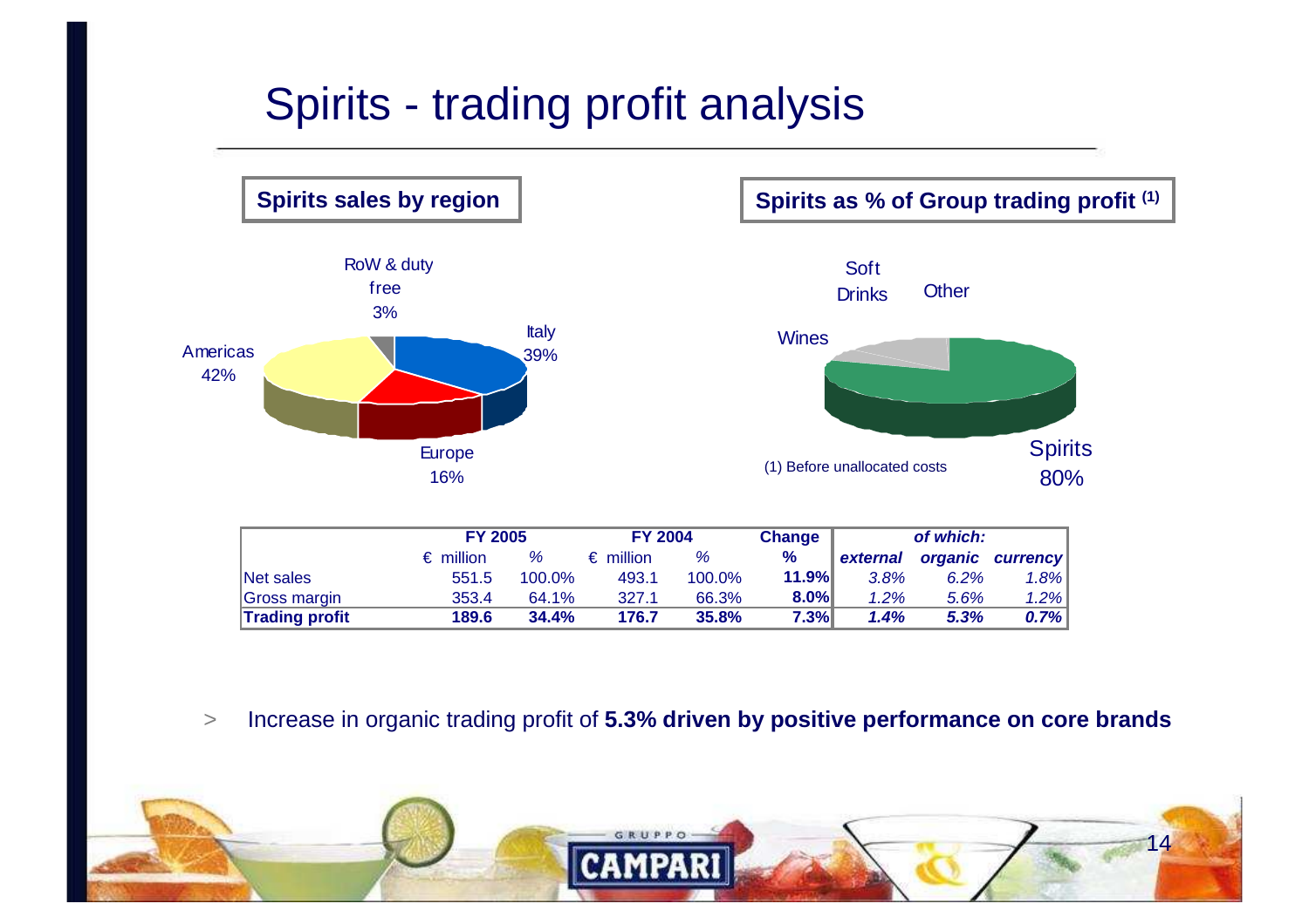# Spirits - trading profit analysis

## Spirits sales by region

- Americas 42%
- Italy 39%
- Europe 16%
- RoW & duty free 3%

## Spirits as % of Group trading profit [1]

- Spirits 80%
- Wines
- Soft Drinks
- Other

(1) Before unallocated costs

| | FY 2005 | | FY 2004 | | Change | of which: | | |
|---|---|---|---|---|---|---|---|---|
| | € million | % | € million | % | % | *external* | *organic* | *currency* |
| Net sales | 551.5 | 100.0% | 493.1 | 100.0% | **11.9%** | *3.8%* | *6.2%* | *1.8%* |
| Gross margin | 353.4 | 64.1% | 327.1 | 66.3% | **8.0%** | *1.2%* | *5.6%* | *1.2%* |
| **Trading profit** | **189.6** | **34.4%** | **176.7** | **35.8%** | **7.3%** | ***1.4%*** | ***5.3%*** | ***0.7%*** |

> Increase in organic trading profit of **5.3% driven by positive performance on core brands**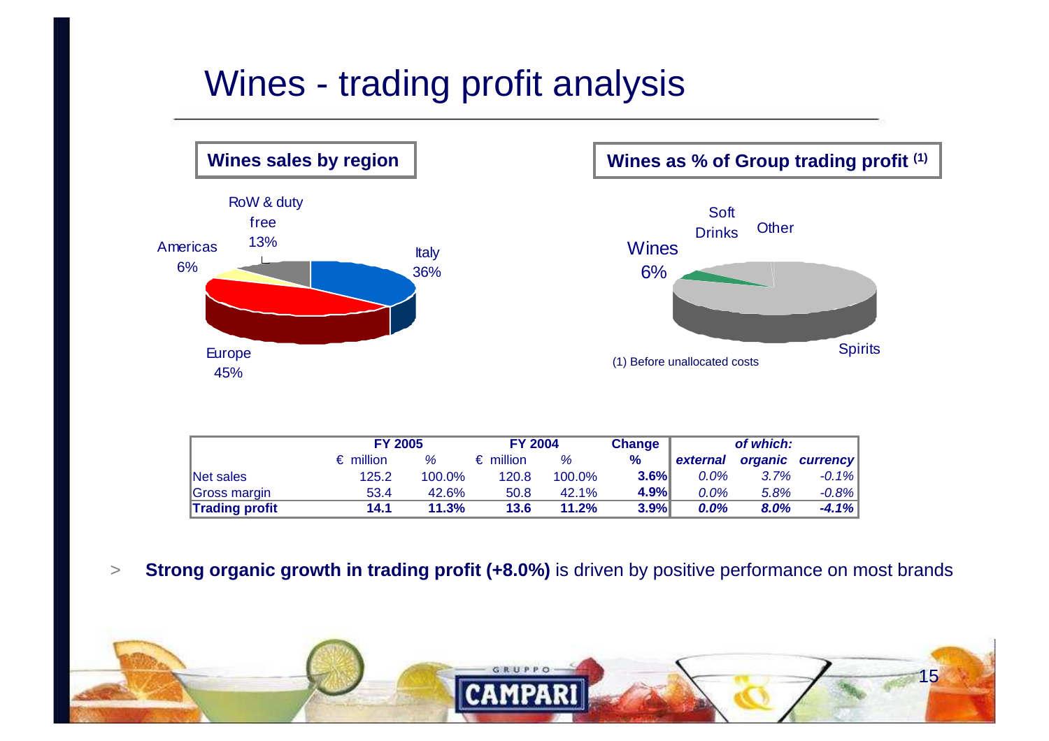# Wines - trading profit analysis

**Wines sales by region**

- Italy 36%
- Europe 45%
- Americas 6%
- RoW & duty free 13%

**Wines as % of Group trading profit (1)**

- Wines 6%
- Soft Drinks
- Other
- Spirits

(1) Before unallocated costs

| | FY 2005 | | FY 2004 | | Change | of which: | | |
|---|---|---|---|---|---|---|---|---|
| | € million | % | € million | % | % | *external* | *organic* | *currency* |
| Net sales | 125.2 | 100.0% | 120.8 | 100.0% | **3.6%** | *0.0%* | *3.7%* | *-0.1%* |
| Gross margin | 53.4 | 42.6% | 50.8 | 42.1% | **4.9%** | *0.0%* | *5.8%* | *-0.8%* |
| **Trading profit** | **14.1** | **11.3%** | **13.6** | **11.2%** | **3.9%** | ***0.0%*** | ***8.0%*** | ***-4.1%*** |

> **Strong organic growth in trading profit (+8.0%)** is driven by positive performance on most brands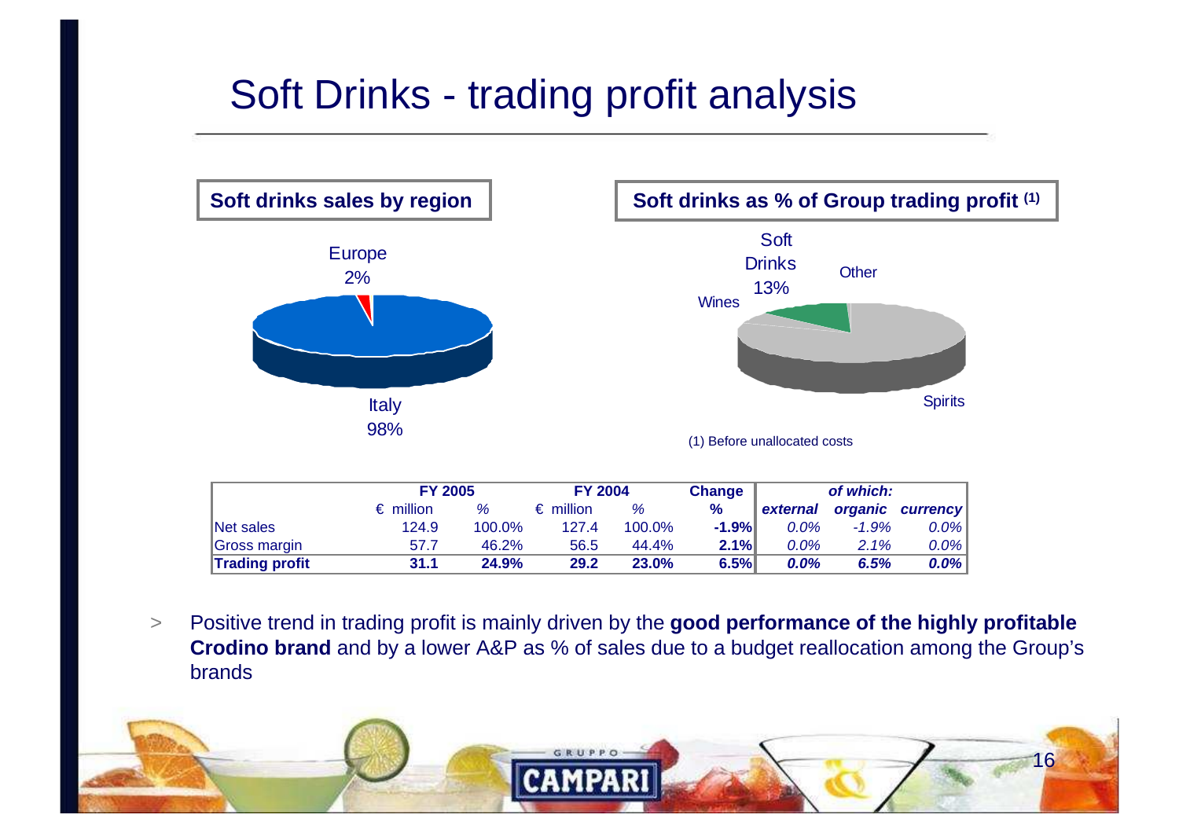# Soft Drinks - trading profit analysis

**Soft drinks sales by region**

Europe 2%

Italy 98%

**Soft drinks as % of Group trading profit [1]**

Soft Drinks 13%

Other

Wines

Spirits

(1) Before unallocated costs

| | FY 2005 | | FY 2004 | | Change | of which: | | |
|---|---|---|---|---|---|---|---|---|
| | € million | % | € million | % | % | *external* | *organic* | *currency* |
| Net sales | 124.9 | 100.0% | 127.4 | 100.0% | **-1.9%** | *0.0%* | *-1.9%* | *0.0%* |
| Gross margin | 57.7 | 46.2% | 56.5 | 44.4% | **2.1%** | *0.0%* | *2.1%* | *0.0%* |
| **Trading profit** | **31.1** | **24.9%** | **29.2** | **23.0%** | **6.5%** | ***0.0%*** | ***6.5%*** | ***0.0%*** |

> Positive trend in trading profit is mainly driven by the **good performance of the highly profitable Crodino brand** and by a lower A&P as % of sales due to a budget reallocation among the Group's brands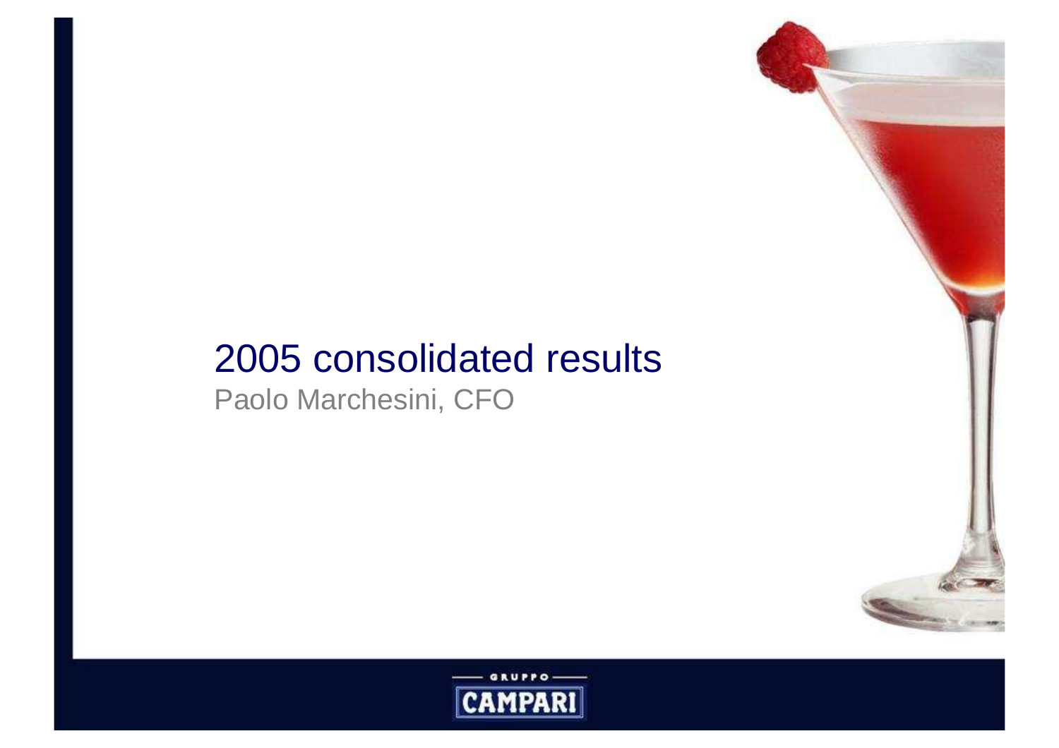# 2005 consolidated results

Paolo Marchesini, CFO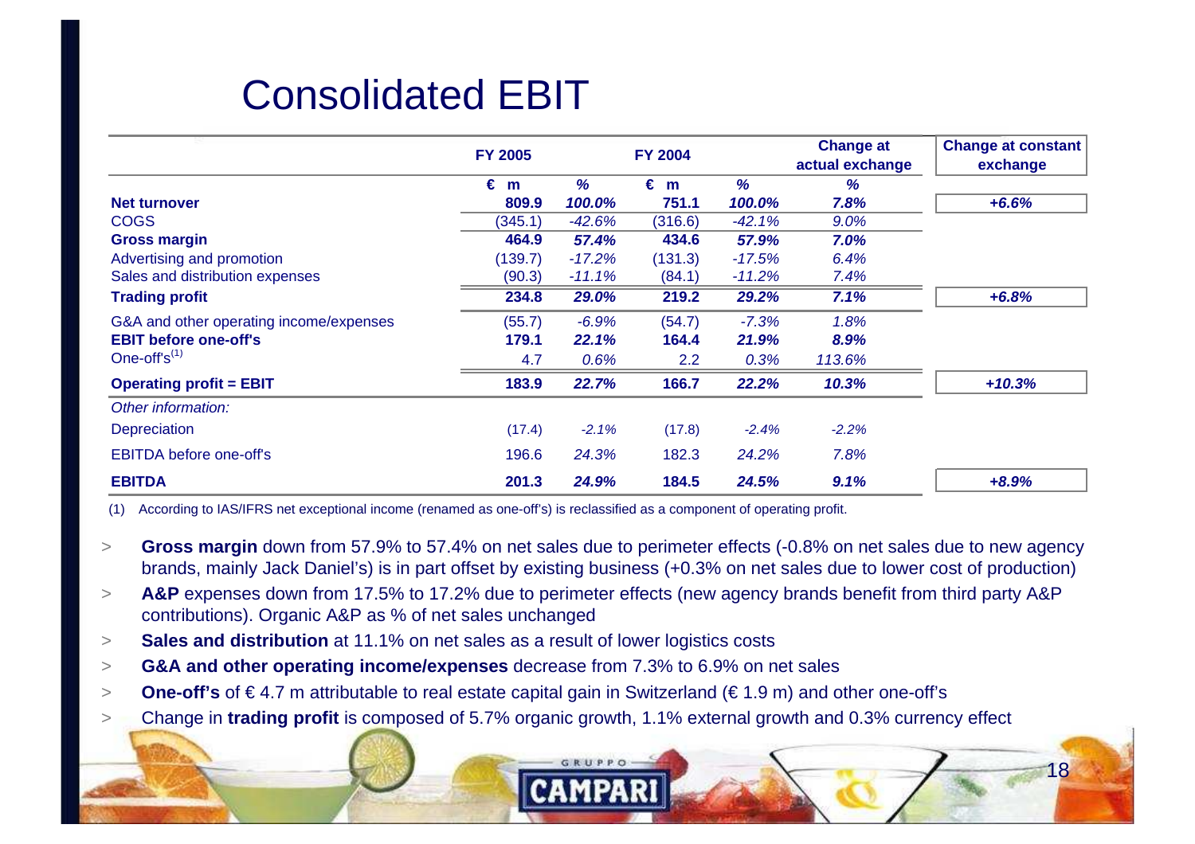# Consolidated EBIT

| | FY 2005 | | FY 2004 | | Change at actual exchange | Change at constant exchange |
|---|---|---|---|---|---|---|
| | € m | % | € m | % | % | |
| **Net turnover** | **809.9** | ***100.0%*** | **751.1** | ***100.0%*** | ***7.8%*** | ***+6.6%*** |
| COGS | (345.1) | *-42.6%* | (316.6) | *-42.1%* | *9.0%* | |
| **Gross margin** | **464.9** | ***57.4%*** | **434.6** | ***57.9%*** | ***7.0%*** | |
| Advertising and promotion | (139.7) | *-17.2%* | (131.3) | *-17.5%* | *6.4%* | |
| Sales and distribution expenses | (90.3) | *-11.1%* | (84.1) | *-11.2%* | *7.4%* | |
| **Trading profit** | **234.8** | ***29.0%*** | **219.2** | ***29.2%*** | ***7.1%*** | ***+6.8%*** |
| G&A and other operating income/expenses | (55.7) | *-6.9%* | (54.7) | *-7.3%* | *1.8%* | |
| **EBIT before one-off's** | **179.1** | ***22.1%*** | **164.4** | ***21.9%*** | ***8.9%*** | |
| One-off's(1) | 4.7 | *0.6%* | 2.2 | *0.3%* | *113.6%* | |
| **Operating profit = EBIT** | **183.9** | ***22.7%*** | **166.7** | ***22.2%*** | ***10.3%*** | ***+10.3%*** |
| *Other information:* | | | | | | |
| Depreciation | (17.4) | *-2.1%* | (17.8) | *-2.4%* | *-2.2%* | |
| EBITDA before one-off's | 196.6 | *24.3%* | 182.3 | *24.2%* | *7.8%* | |
| **EBITDA** | **201.3** | ***24.9%*** | **184.5** | ***24.5%*** | ***9.1%*** | ***+8.9%*** |

(1) According to IAS/IFRS net exceptional income (renamed as one-off's) is reclassified as a component of operating profit.

- **Gross margin** down from 57.9% to 57.4% on net sales due to perimeter effects (-0.8% on net sales due to new agency brands, mainly Jack Daniel's) is in part offset by existing business (+0.3% on net sales due to lower cost of production)
- **A&P** expenses down from 17.5% to 17.2% due to perimeter effects (new agency brands benefit from third party A&P contributions). Organic A&P as % of net sales unchanged
- **Sales and distribution** at 11.1% on net sales as a result of lower logistics costs
- **G&A and other operating income/expenses** decrease from 7.3% to 6.9% on net sales
- **One-off's** of € 4.7 m attributable to real estate capital gain in Switzerland (€ 1.9 m) and other one-off's
- Change in **trading profit** is composed of 5.7% organic growth, 1.1% external growth and 0.3% currency effect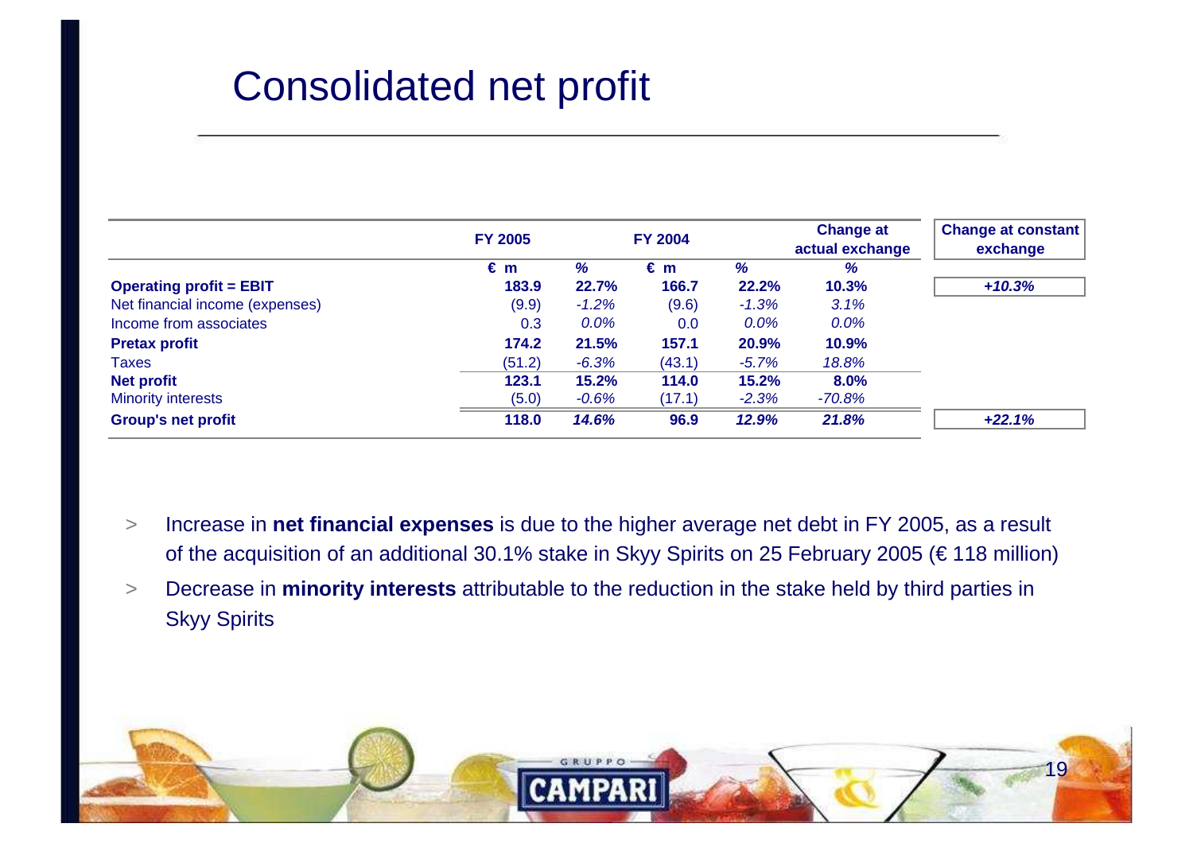# Consolidated net profit

| | FY 2005 | | FY 2004 | | Change at actual exchange | Change at constant exchange |
|---|---|---|---|---|---|---|
| | € m | % | € m | % | % | |
| **Operating profit = EBIT** | **183.9** | **22.7%** | **166.7** | **22.2%** | **10.3%** | ***+10.3%*** |
| Net financial income (expenses) | (9.9) | *-1.2%* | (9.6) | *-1.3%* | *3.1%* | |
| Income from associates | 0.3 | *0.0%* | 0.0 | *0.0%* | *0.0%* | |
| **Pretax profit** | **174.2** | **21.5%** | **157.1** | **20.9%** | **10.9%** | |
| Taxes | (51.2) | *-6.3%* | (43.1) | *-5.7%* | *18.8%* | |
| **Net profit** | **123.1** | **15.2%** | **114.0** | **15.2%** | **8.0%** | |
| Minority interests | (5.0) | *-0.6%* | (17.1) | *-2.3%* | *-70.8%* | |
| **Group's net profit** | **118.0** | ***14.6%*** | **96.9** | ***12.9%*** | ***21.8%*** | ***+22.1%*** |

- Increase in **net financial expenses** is due to the higher average net debt in FY 2005, as a result of the acquisition of an additional 30.1% stake in Skyy Spirits on 25 February 2005 (€ 118 million)
- Decrease in **minority interests** attributable to the reduction in the stake held by third parties in Skyy Spirits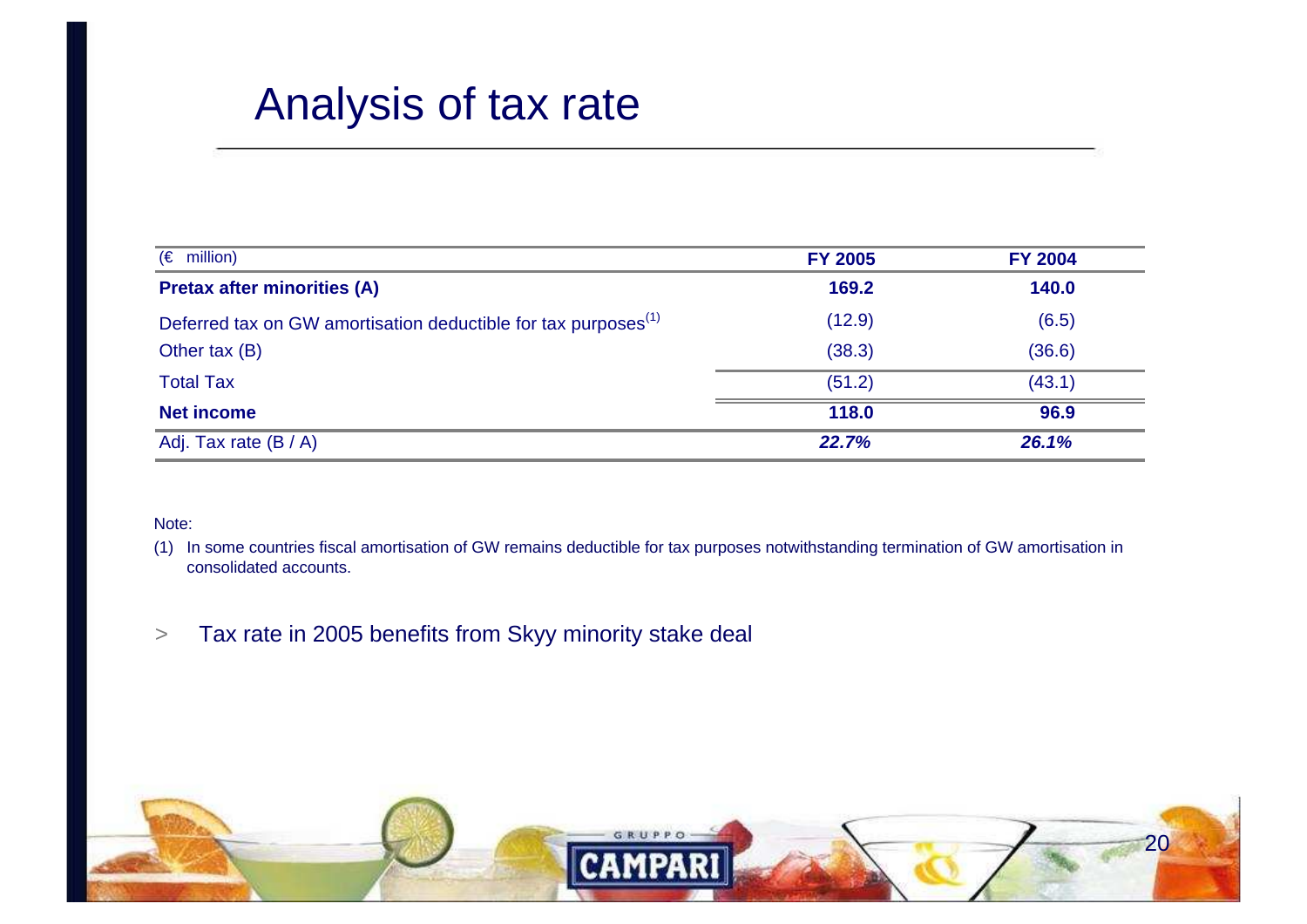# Analysis of tax rate

| (€ million) | FY 2005 | FY 2004 |
|---|---|---|
| **Pretax after minorities (A)** | **169.2** | **140.0** |
| Deferred tax on GW amortisation deductible for tax purposes[1] | (12.9) | (6.5) |
| Other tax (B) | (38.3) | (36.6) |
| Total Tax | (51.2) | (43.1) |
| **Net income** | **118.0** | **96.9** |
| Adj. Tax rate (B / A) | ***22.7%*** | ***26.1%*** |

Note:

(1) In some countries fiscal amortisation of GW remains deductible for tax purposes notwithstanding termination of GW amortisation in consolidated accounts.

> Tax rate in 2005 benefits from Skyy minority stake deal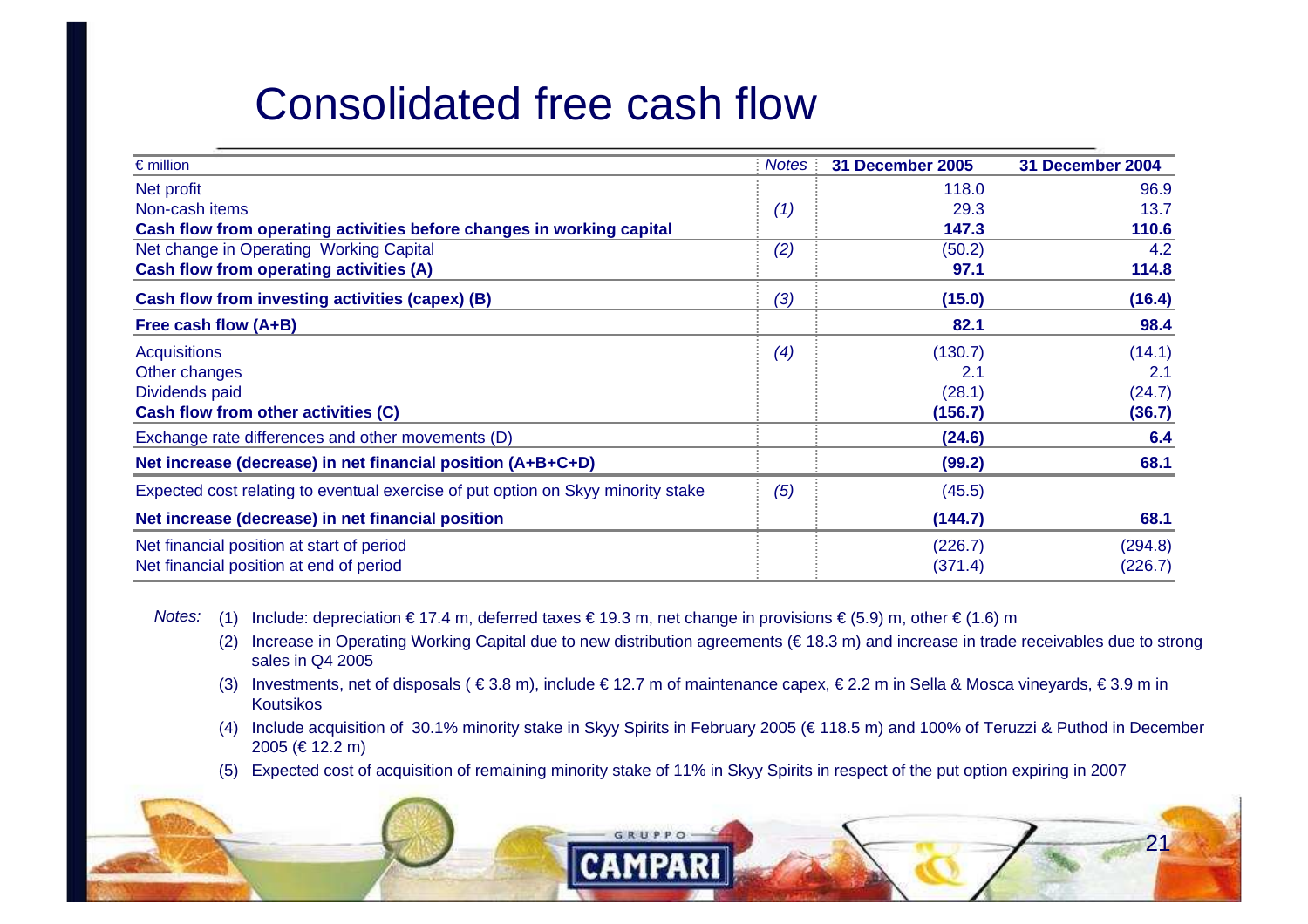# Consolidated free cash flow

| € million | Notes | 31 December 2005 | 31 December 2004 |
|---|---|---|---|
| Net profit | | 118.0 | 96.9 |
| Non-cash items | *(1)* | 29.3 | 13.7 |
| **Cash flow from operating activities before changes in working capital** | | **147.3** | **110.6** |
| Net change in Operating Working Capital | *(2)* | (50.2) | 4.2 |
| **Cash flow from operating activities (A)** | | **97.1** | **114.8** |
| **Cash flow from investing activities (capex) (B)** | *(3)* | **(15.0)** | **(16.4)** |
| **Free cash flow (A+B)** | | **82.1** | **98.4** |
| Acquisitions | *(4)* | (130.7) | (14.1) |
| Other changes | | 2.1 | 2.1 |
| Dividends paid | | (28.1) | (24.7) |
| **Cash flow from other activities (C)** | | **(156.7)** | **(36.7)** |
| Exchange rate differences and other movements (D) | | **(24.6)** | **6.4** |
| **Net increase (decrease) in net financial position (A+B+C+D)** | | **(99.2)** | **68.1** |
| Expected cost relating to eventual exercise of put option on Skyy minority stake | *(5)* | (45.5) | |
| **Net increase (decrease) in net financial position** | | **(144.7)** | **68.1** |
| Net financial position at start of period | | (226.7) | (294.8) |
| Net financial position at end of period | | (371.4) | (226.7) |

*Notes:*

(1) Include: depreciation € 17.4 m, deferred taxes € 19.3 m, net change in provisions € (5.9) m, other € (1.6) m

(2) Increase in Operating Working Capital due to new distribution agreements (€ 18.3 m) and increase in trade receivables due to strong sales in Q4 2005

(3) Investments, net of disposals ( € 3.8 m), include € 12.7 m of maintenance capex, € 2.2 m in Sella & Mosca vineyards, € 3.9 m in Koutsikos

(4) Include acquisition of 30.1% minority stake in Skyy Spirits in February 2005 (€ 118.5 m) and 100% of Teruzzi & Puthod in December 2005 (€ 12.2 m)

(5) Expected cost of acquisition of remaining minority stake of 11% in Skyy Spirits in respect of the put option expiring in 2007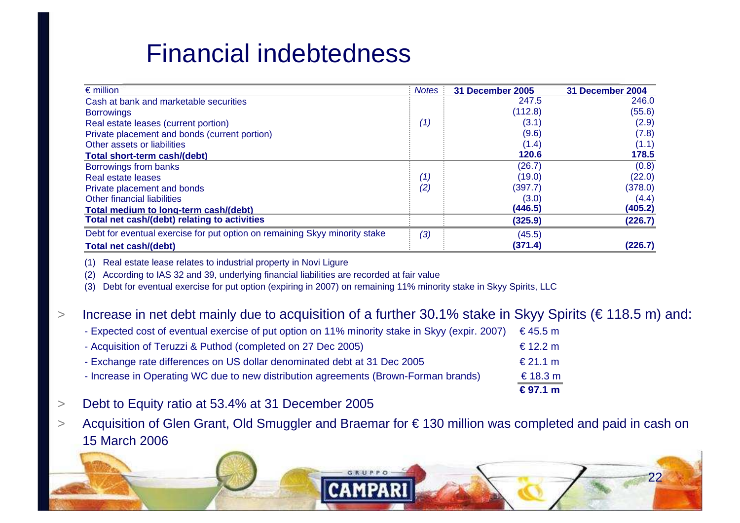# Financial indebtedness

| € million | Notes | 31 December 2005 | 31 December 2004 |
|---|---|---|---|
| Cash at bank and marketable securities | | 247.5 | 246.0 |
| Borrowings | | (112.8) | (55.6) |
| Real estate leases (current portion) | *(1)* | (3.1) | (2.9) |
| Private placement and bonds (current portion) | | (9.6) | (7.8) |
| Other assets or liabilities | | (1.4) | (1.1) |
| **Total short-term cash/(debt)** | | **120.6** | **178.5** |
| Borrowings from banks | | (26.7) | (0.8) |
| Real estate leases | *(1)* | (19.0) | (22.0) |
| Private placement and bonds | *(2)* | (397.7) | (378.0) |
| Other financial liabilities | | (3.0) | (4.4) |
| **Total medium to long-term cash/(debt)** | | **(446.5)** | **(405.2)** |
| **Total net cash/(debt) relating to activities** | | **(325.9)** | **(226.7)** |
| Debt for eventual exercise for put option on remaining Skyy minority stake | *(3)* | (45.5) | |
| **Total net cash/(debt)** | | **(371.4)** | **(226.7)** |

(1) Real estate lease relates to industrial property in Novi Ligure

(2) According to IAS 32 and 39, underlying financial liabilities are recorded at fair value

(3) Debt for eventual exercise for put option (expiring in 2007) on remaining 11% minority stake in Skyy Spirits, LLC

- Increase in net debt mainly due to acquisition of a further 30.1% stake in Skyy Spirits (€ 118.5 m) and:
  - Expected cost of eventual exercise of put option on 11% minority stake in Skyy (expir. 2007) € 45.5 m
  - Acquisition of Teruzzi & Puthod (completed on 27 Dec 2005) € 12.2 m
  - Exchange rate differences on US dollar denominated debt at 31 Dec 2005 € 21.1 m
  - Increase in Operating WC due to new distribution agreements (Brown-Forman brands) € 18.3 m
  
  **€ 97.1 m**
- Debt to Equity ratio at 53.4% at 31 December 2005
- Acquisition of Glen Grant, Old Smuggler and Braemar for € 130 million was completed and paid in cash on 15 March 2006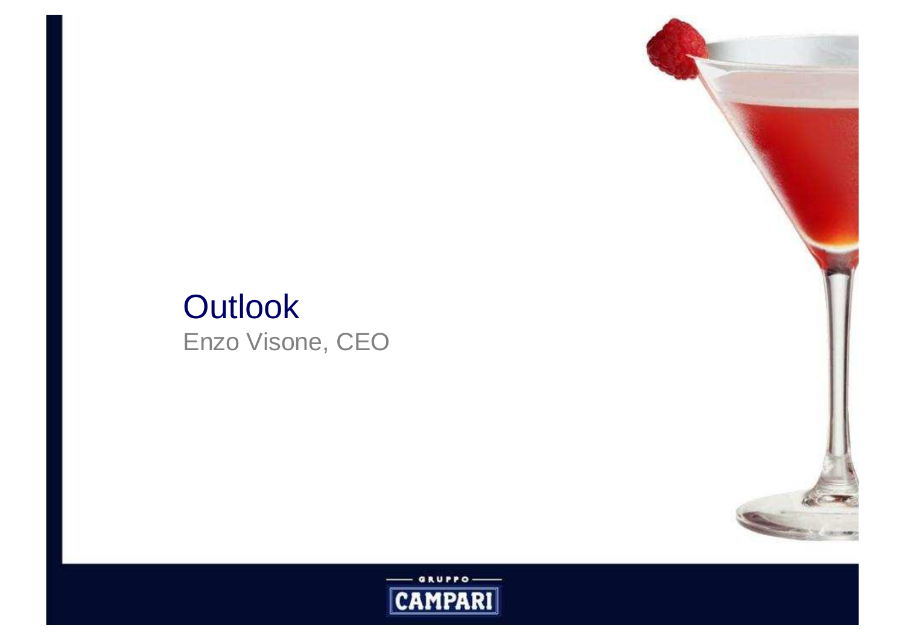# Outlook

Enzo Visone, CEO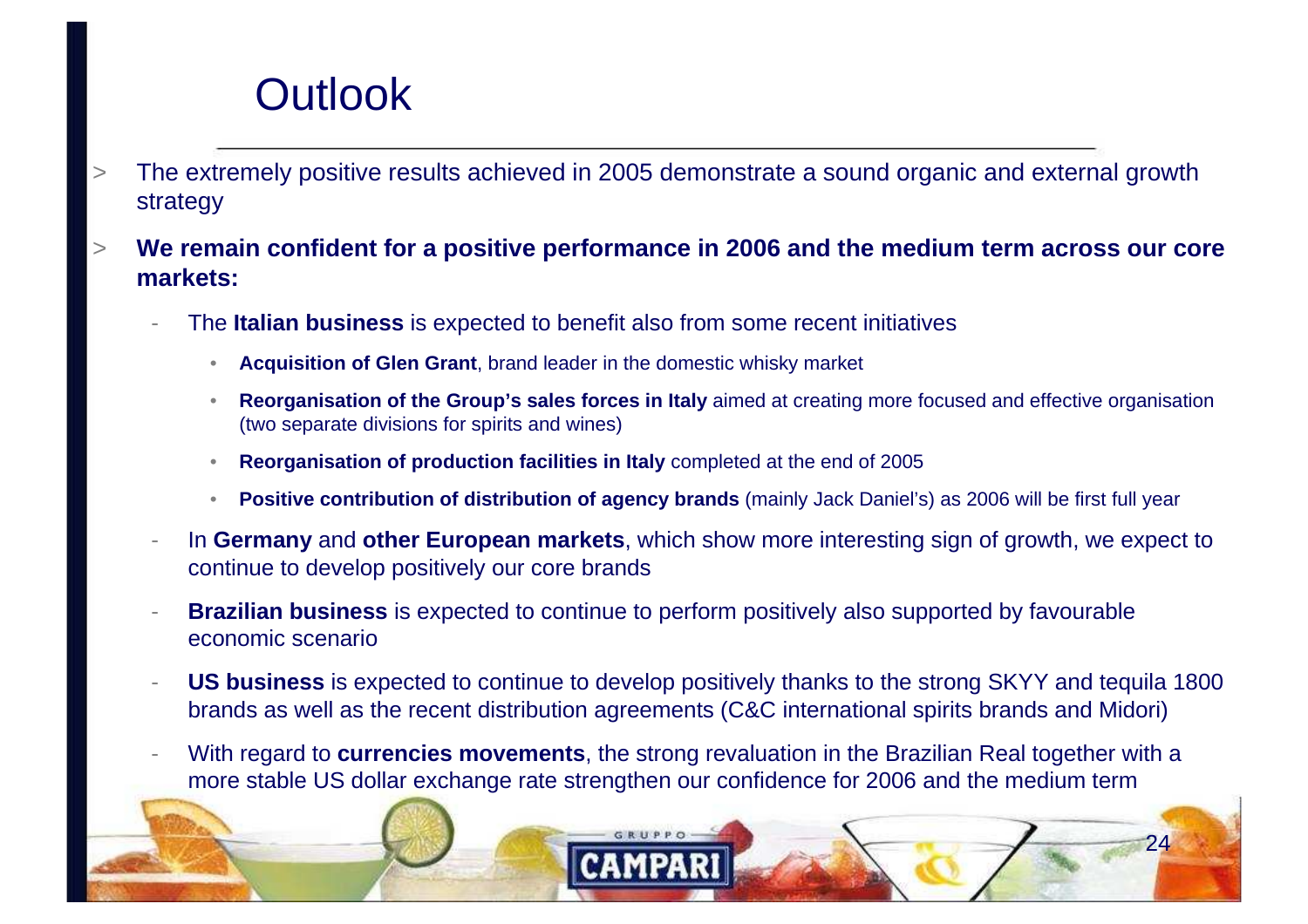# Outlook

- The extremely positive results achieved in 2005 demonstrate a sound organic and external growth strategy
- **We remain confident for a positive performance in 2006 and the medium term across our core markets:**
  - The **Italian business** is expected to benefit also from some recent initiatives
    - **Acquisition of Glen Grant**, brand leader in the domestic whisky market
    - **Reorganisation of the Group's sales forces in Italy** aimed at creating more focused and effective organisation (two separate divisions for spirits and wines)
    - **Reorganisation of production facilities in Italy** completed at the end of 2005
    - **Positive contribution of distribution of agency brands** (mainly Jack Daniel's) as 2006 will be first full year
  - In **Germany** and **other European markets**, which show more interesting sign of growth, we expect to continue to develop positively our core brands
  - **Brazilian business** is expected to continue to perform positively also supported by favourable economic scenario
  - **US business** is expected to continue to develop positively thanks to the strong SKYY and tequila 1800 brands as well as the recent distribution agreements (C&C international spirits brands and Midori)
  - With regard to **currencies movements**, the strong revaluation in the Brazilian Real together with a more stable US dollar exchange rate strengthen our confidence for 2006 and the medium term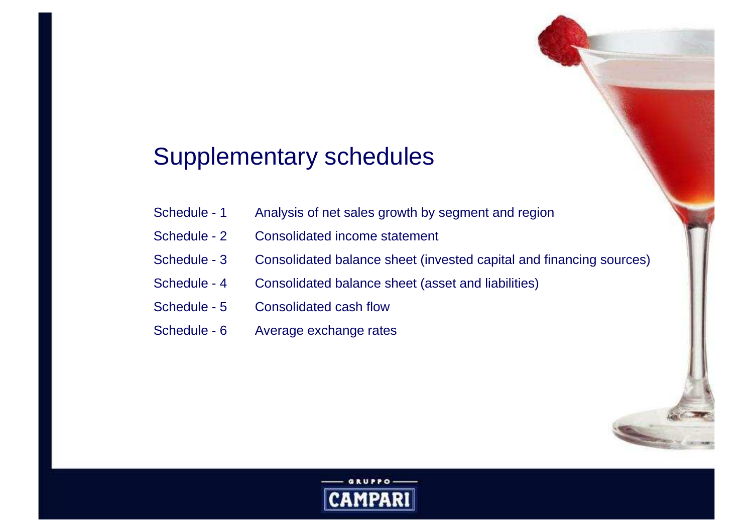# Supplementary schedules

| | |
|---|---|
| Schedule - 1 | Analysis of net sales growth by segment and region |
| Schedule - 2 | Consolidated income statement |
| Schedule - 3 | Consolidated balance sheet (invested capital and financing sources) |
| Schedule - 4 | Consolidated balance sheet (asset and liabilities) |
| Schedule - 5 | Consolidated cash flow |
| Schedule - 6 | Average exchange rates |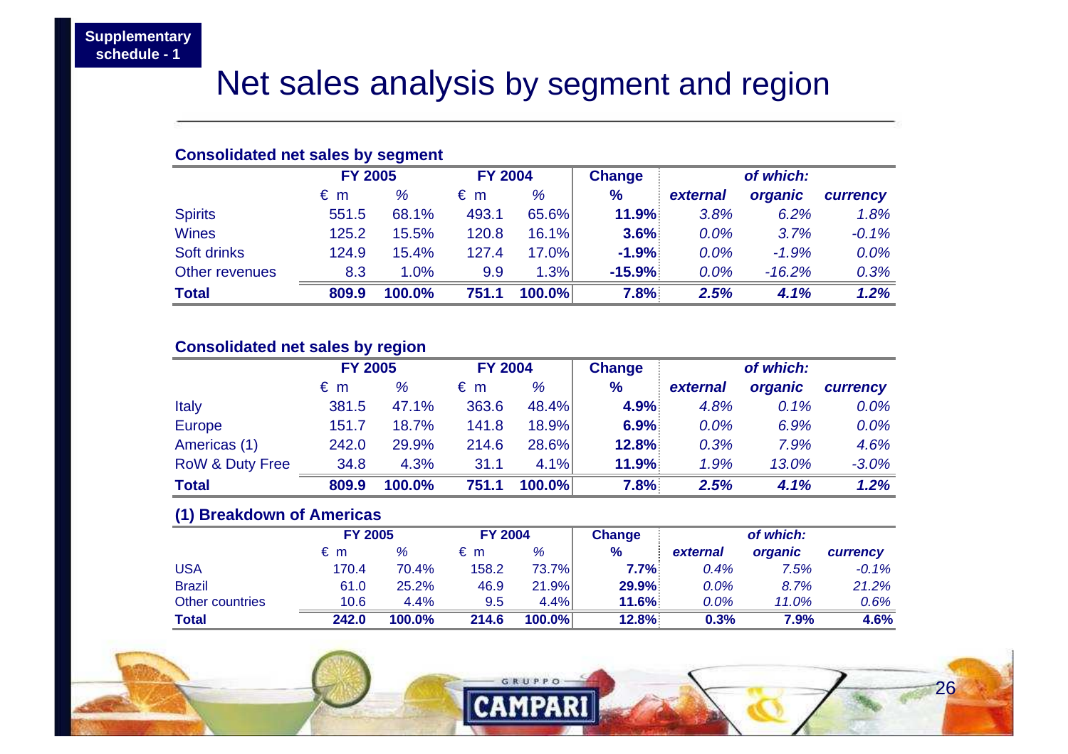Supplementary schedule - 1

# Net sales analysis by segment and region

## Consolidated net sales by segment

| | FY 2005 | | FY 2004 | | Change | of which: | | |
|---|---|---|---|---|---|---|---|---|
| | € m | % | € m | % | % | *external* | *organic* | *currency* |
| Spirits | 551.5 | 68.1% | 493.1 | 65.6% | **11.9%** | *3.8%* | *6.2%* | *1.8%* |
| Wines | 125.2 | 15.5% | 120.8 | 16.1% | **3.6%** | *0.0%* | *3.7%* | *-0.1%* |
| Soft drinks | 124.9 | 15.4% | 127.4 | 17.0% | **-1.9%** | *0.0%* | *-1.9%* | *0.0%* |
| Other revenues | 8.3 | 1.0% | 9.9 | 1.3% | **-15.9%** | *0.0%* | *-16.2%* | *0.3%* |
| **Total** | **809.9** | **100.0%** | **751.1** | **100.0%** | **7.8%** | ***2.5%*** | ***4.1%*** | ***1.2%*** |

## Consolidated net sales by region

| | FY 2005 | | FY 2004 | | Change | of which: | | |
|---|---|---|---|---|---|---|---|---|
| | € m | % | € m | % | % | *external* | *organic* | *currency* |
| Italy | 381.5 | 47.1% | 363.6 | 48.4% | **4.9%** | *4.8%* | *0.1%* | *0.0%* |
| Europe | 151.7 | 18.7% | 141.8 | 18.9% | **6.9%** | *0.0%* | *6.9%* | *0.0%* |
| Americas (1) | 242.0 | 29.9% | 214.6 | 28.6% | **12.8%** | *0.3%* | *7.9%* | *4.6%* |
| RoW & Duty Free | 34.8 | 4.3% | 31.1 | 4.1% | **11.9%** | *1.9%* | *13.0%* | *-3.0%* |
| **Total** | **809.9** | **100.0%** | **751.1** | **100.0%** | **7.8%** | ***2.5%*** | ***4.1%*** | ***1.2%*** |

## (1) Breakdown of Americas

| | FY 2005 | | FY 2004 | | Change | of which: | | |
|---|---|---|---|---|---|---|---|---|
| | € m | % | € m | % | % | *external* | *organic* | *currency* |
| USA | 170.4 | 70.4% | 158.2 | 73.7% | **7.7%** | *0.4%* | *7.5%* | *-0.1%* |
| Brazil | 61.0 | 25.2% | 46.9 | 21.9% | **29.9%** | *0.0%* | *8.7%* | *21.2%* |
| Other countries | 10.6 | 4.4% | 9.5 | 4.4% | **11.6%** | *0.0%* | *11.0%* | *0.6%* |
| **Total** | **242.0** | **100.0%** | **214.6** | **100.0%** | **12.8%** | **0.3%** | **7.9%** | **4.6%** |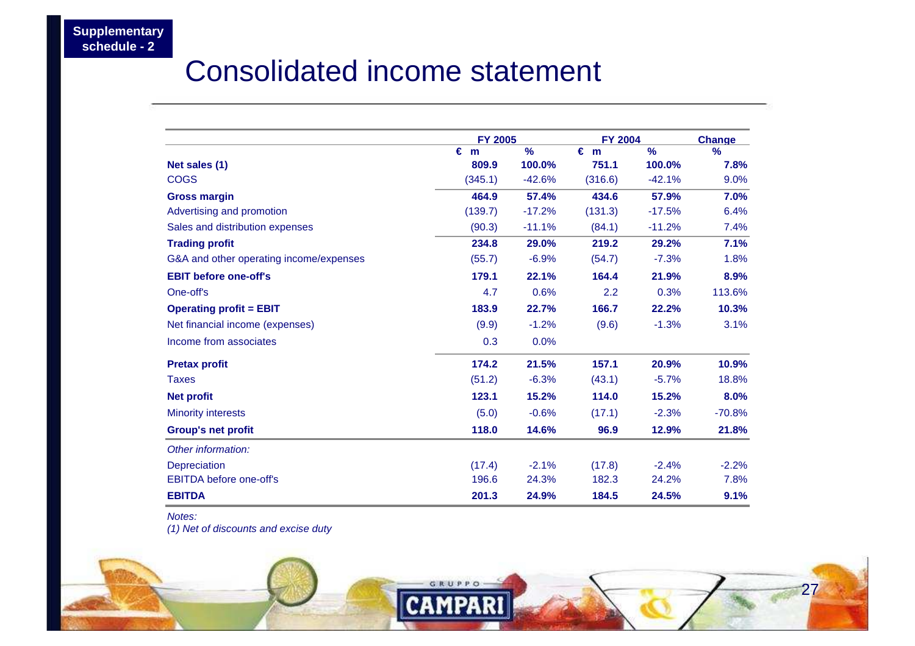Supplementary schedule - 2

# Consolidated income statement

| | FY 2005 | | FY 2004 | | Change |
|---|---|---|---|---|---|
| | € m | % | € m | % | % |
| **Net sales (1)** | **809.9** | **100.0%** | **751.1** | **100.0%** | **7.8%** |
| COGS | (345.1) | -42.6% | (316.6) | -42.1% | 9.0% |
| **Gross margin** | **464.9** | **57.4%** | **434.6** | **57.9%** | **7.0%** |
| Advertising and promotion | (139.7) | -17.2% | (131.3) | -17.5% | 6.4% |
| Sales and distribution expenses | (90.3) | -11.1% | (84.1) | -11.2% | 7.4% |
| **Trading profit** | **234.8** | **29.0%** | **219.2** | **29.2%** | **7.1%** |
| G&A and other operating income/expenses | (55.7) | -6.9% | (54.7) | -7.3% | 1.8% |
| **EBIT before one-off's** | **179.1** | **22.1%** | **164.4** | **21.9%** | **8.9%** |
| One-off's | 4.7 | 0.6% | 2.2 | 0.3% | 113.6% |
| **Operating profit = EBIT** | **183.9** | **22.7%** | **166.7** | **22.2%** | **10.3%** |
| Net financial income (expenses) | (9.9) | -1.2% | (9.6) | -1.3% | 3.1% |
| Income from associates | 0.3 | 0.0% | | | |
| **Pretax profit** | **174.2** | **21.5%** | **157.1** | **20.9%** | **10.9%** |
| Taxes | (51.2) | -6.3% | (43.1) | -5.7% | 18.8% |
| **Net profit** | **123.1** | **15.2%** | **114.0** | **15.2%** | **8.0%** |
| Minority interests | (5.0) | -0.6% | (17.1) | -2.3% | -70.8% |
| **Group's net profit** | **118.0** | **14.6%** | **96.9** | **12.9%** | **21.8%** |
| *Other information:* | | | | | |
| Depreciation | (17.4) | -2.1% | (17.8) | -2.4% | -2.2% |
| EBITDA before one-off's | 196.6 | 24.3% | 182.3 | 24.2% | 7.8% |
| **EBITDA** | **201.3** | **24.9%** | **184.5** | **24.5%** | **9.1%** |

*Notes:*
*(1) Net of discounts and excise duty*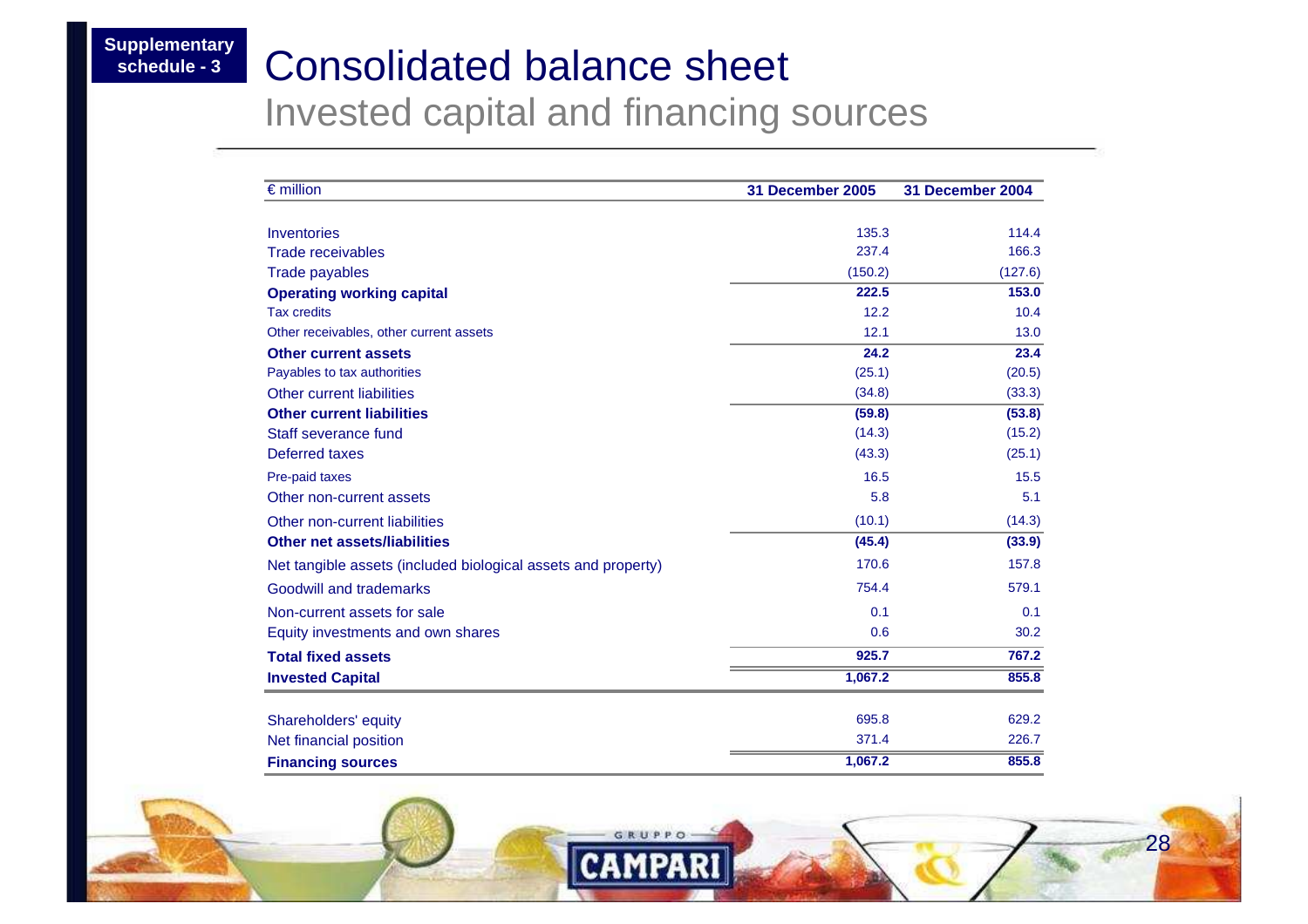Supplementary schedule - 3

# Consolidated balance sheet

## Invested capital and financing sources

| € million | 31 December 2005 | 31 December 2004 |
|---|---|---|
| Inventories | 135.3 | 114.4 |
| Trade receivables | 237.4 | 166.3 |
| Trade payables | (150.2) | (127.6) |
| **Operating working capital** | **222.5** | **153.0** |
| Tax credits | 12.2 | 10.4 |
| Other receivables, other current assets | 12.1 | 13.0 |
| **Other current assets** | **24.2** | **23.4** |
| Payables to tax authorities | (25.1) | (20.5) |
| Other current liabilities | (34.8) | (33.3) |
| **Other current liabilities** | **(59.8)** | **(53.8)** |
| Staff severance fund | (14.3) | (15.2) |
| Deferred taxes | (43.3) | (25.1) |
| Pre-paid taxes | 16.5 | 15.5 |
| Other non-current assets | 5.8 | 5.1 |
| Other non-current liabilities | (10.1) | (14.3) |
| **Other net assets/liabilities** | **(45.4)** | **(33.9)** |
| Net tangible assets (included biological assets and property) | 170.6 | 157.8 |
| Goodwill and trademarks | 754.4 | 579.1 |
| Non-current assets for sale | 0.1 | 0.1 |
| Equity investments and own shares | 0.6 | 30.2 |
| **Total fixed assets** | **925.7** | **767.2** |
| **Invested Capital** | **1,067.2** | **855.8** |
| Shareholders' equity | 695.8 | 629.2 |
| Net financial position | 371.4 | 226.7 |
| **Financing sources** | **1,067.2** | **855.8** |

GRUPPO CAMPARI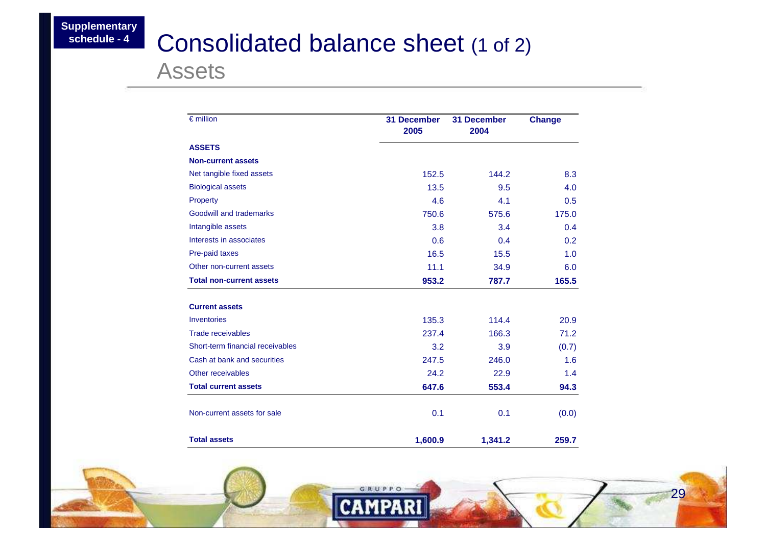Supplementary schedule - 4

# Consolidated balance sheet (1 of 2)

## Assets

| € million | 31 December 2005 | 31 December 2004 | Change |
|---|---|---|---|
| **ASSETS** | | | |
| **Non-current assets** | | | |
| Net tangible fixed assets | 152.5 | 144.2 | 8.3 |
| Biological assets | 13.5 | 9.5 | 4.0 |
| Property | 4.6 | 4.1 | 0.5 |
| Goodwill and trademarks | 750.6 | 575.6 | 175.0 |
| Intangible assets | 3.8 | 3.4 | 0.4 |
| Interests in associates | 0.6 | 0.4 | 0.2 |
| Pre-paid taxes | 16.5 | 15.5 | 1.0 |
| Other non-current assets | 11.1 | 34.9 | 6.0 |
| **Total non-current assets** | **953.2** | **787.7** | **165.5** |
| **Current assets** | | | |
| Inventories | 135.3 | 114.4 | 20.9 |
| Trade receivables | 237.4 | 166.3 | 71.2 |
| Short-term financial receivables | 3.2 | 3.9 | (0.7) |
| Cash at bank and securities | 247.5 | 246.0 | 1.6 |
| Other receivables | 24.2 | 22.9 | 1.4 |
| **Total current assets** | **647.6** | **553.4** | **94.3** |
| Non-current assets for sale | 0.1 | 0.1 | (0.0) |
| **Total assets** | **1,600.9** | **1,341.2** | **259.7** |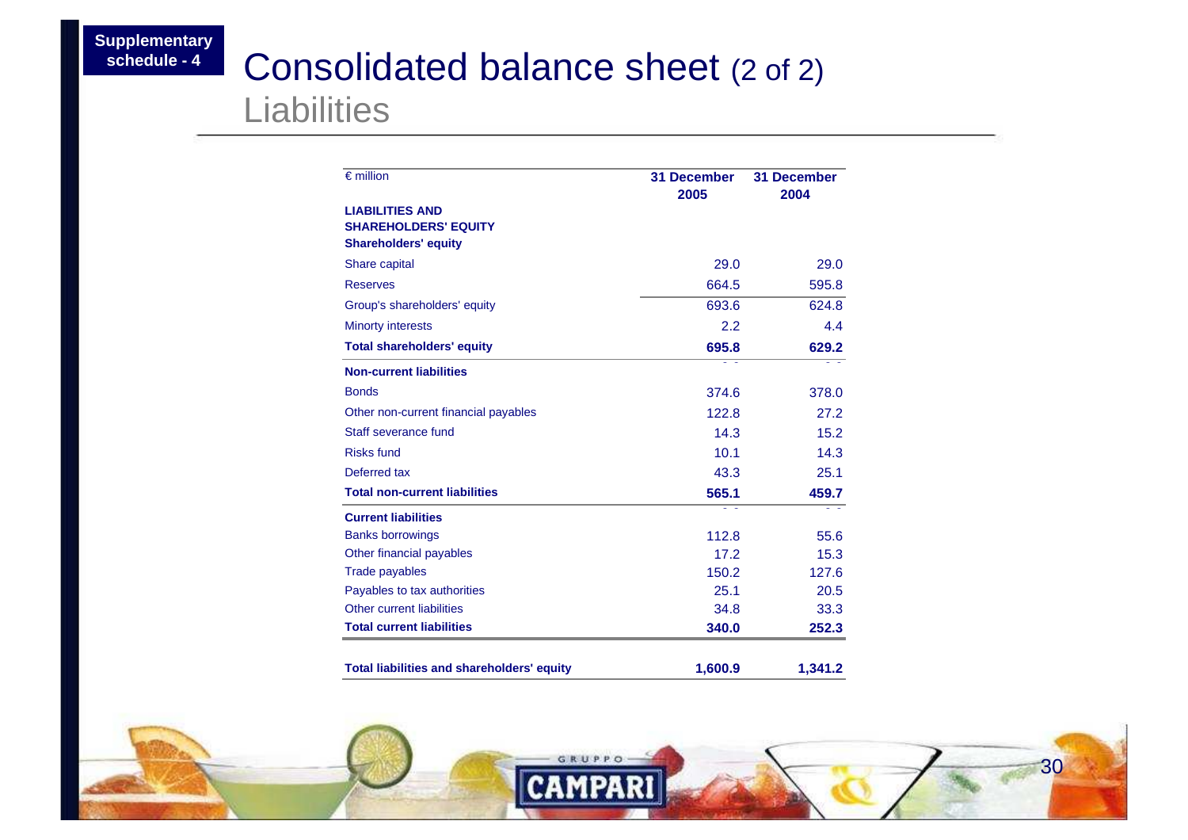Supplementary schedule - 4

# Consolidated balance sheet (2 of 2)

## Liabilities

| € million | 31 December 2005 | 31 December 2004 |
|---|---|---|
| **LIABILITIES AND SHAREHOLDERS' EQUITY** | | |
| **Shareholders' equity** | | |
| Share capital | 29.0 | 29.0 |
| Reserves | 664.5 | 595.8 |
| Group's shareholders' equity | 693.6 | 624.8 |
| Minorty interests | 2.2 | 4.4 |
| **Total shareholders' equity** | **695.8** | **629.2** |
| **Non-current liabilities** | | |
| Bonds | 374.6 | 378.0 |
| Other non-current financial payables | 122.8 | 27.2 |
| Staff severance fund | 14.3 | 15.2 |
| Risks fund | 10.1 | 14.3 |
| Deferred tax | 43.3 | 25.1 |
| **Total non-current liabilities** | **565.1** | **459.7** |
| **Current liabilities** | | |
| Banks borrowings | 112.8 | 55.6 |
| Other financial payables | 17.2 | 15.3 |
| Trade payables | 150.2 | 127.6 |
| Payables to tax authorities | 25.1 | 20.5 |
| Other current liabilities | 34.8 | 33.3 |
| **Total current liabilities** | **340.0** | **252.3** |
| **Total liabilities and shareholders' equity** | **1,600.9** | **1,341.2** |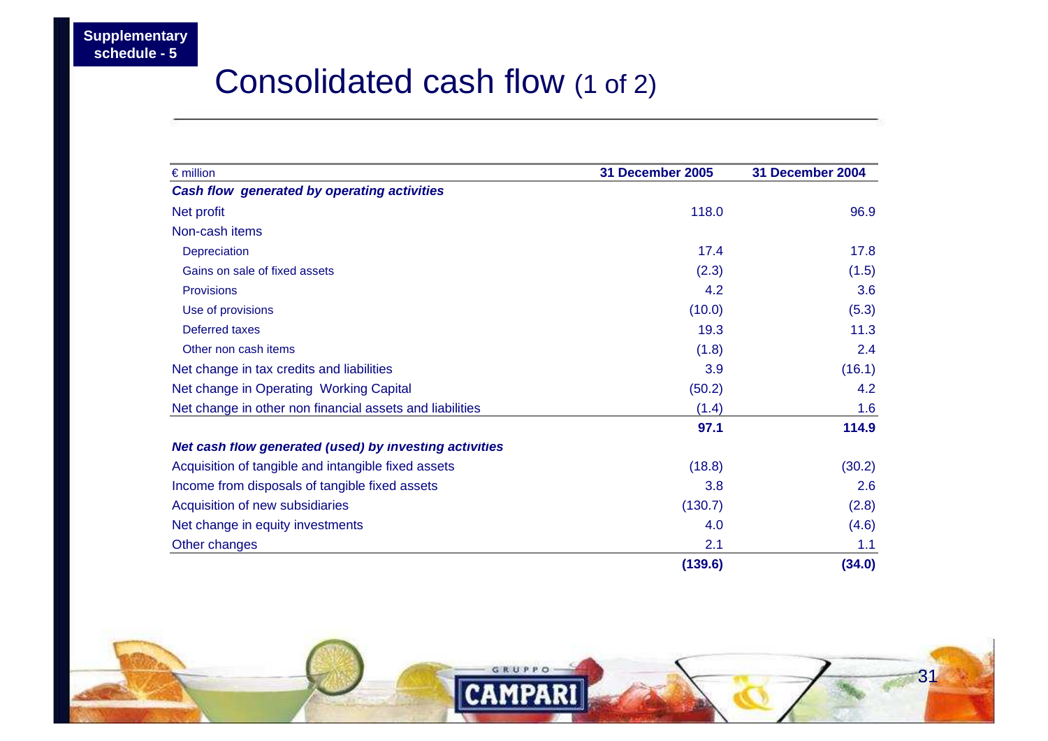Supplementary schedule - 5

# Consolidated cash flow (1 of 2)

| € million | 31 December 2005 | 31 December 2004 |
|---|---|---|
| ***Cash flow generated by operating activities*** | | |
| Net profit | 118.0 | 96.9 |
| Non-cash items | | |
| Depreciation | 17.4 | 17.8 |
| Gains on sale of fixed assets | (2.3) | (1.5) |
| Provisions | 4.2 | 3.6 |
| Use of provisions | (10.0) | (5.3) |
| Deferred taxes | 19.3 | 11.3 |
| Other non cash items | (1.8) | 2.4 |
| Net change in tax credits and liabilities | 3.9 | (16.1) |
| Net change in Operating Working Capital | (50.2) | 4.2 |
| Net change in other non financial assets and liabilities | (1.4) | 1.6 |
| | **97.1** | **114.9** |
| ***Net cash flow generated (used) by investing activities*** | | |
| Acquisition of tangible and intangible fixed assets | (18.8) | (30.2) |
| Income from disposals of tangible fixed assets | 3.8 | 2.6 |
| Acquisition of new subsidiaries | (130.7) | (2.8) |
| Net change in equity investments | 4.0 | (4.6) |
| Other changes | 2.1 | 1.1 |
| | **(139.6)** | **(34.0)** |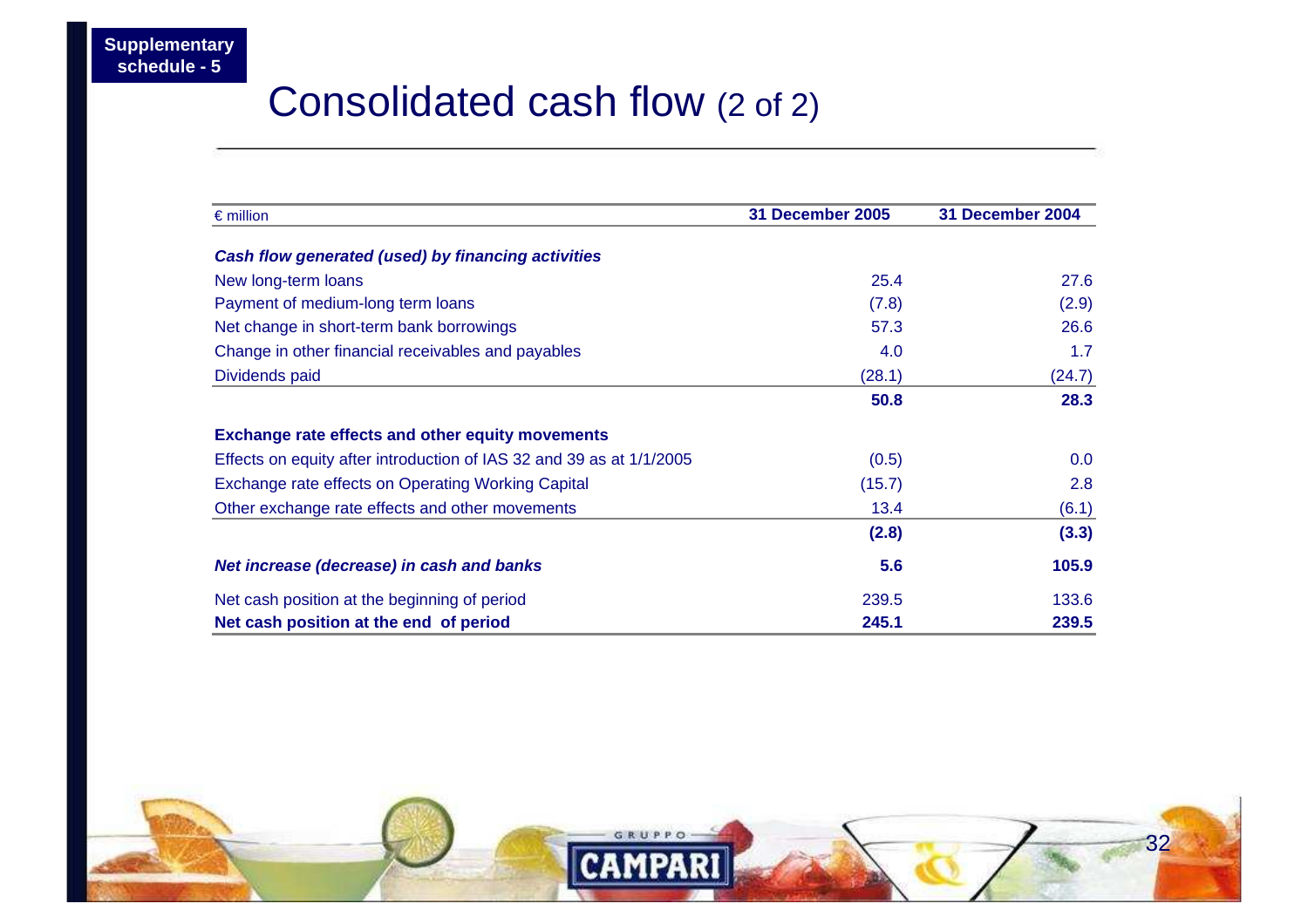Supplementary schedule - 5

# Consolidated cash flow (2 of 2)

| € million | 31 December 2005 | 31 December 2004 |
|---|---|---|
| ***Cash flow generated (used) by financing activities*** | | |
| New long-term loans | 25.4 | 27.6 |
| Payment of medium-long term loans | (7.8) | (2.9) |
| Net change in short-term bank borrowings | 57.3 | 26.6 |
| Change in other financial receivables and payables | 4.0 | 1.7 |
| Dividends paid | (28.1) | (24.7) |
| | **50.8** | **28.3** |
| **Exchange rate effects and other equity movements** | | |
| Effects on equity after introduction of IAS 32 and 39 as at 1/1/2005 | (0.5) | 0.0 |
| Exchange rate effects on Operating Working Capital | (15.7) | 2.8 |
| Other exchange rate effects and other movements | 13.4 | (6.1) |
| | **(2.8)** | **(3.3)** |
| ***Net increase (decrease) in cash and banks*** | **5.6** | **105.9** |
| Net cash position at the beginning of period | 239.5 | 133.6 |
| **Net cash position at the end of period** | **245.1** | **239.5** |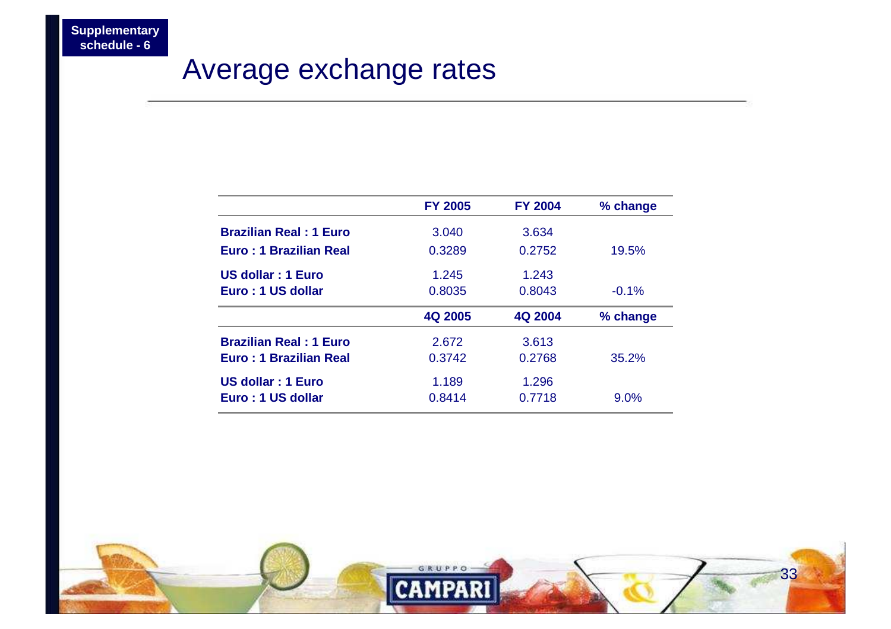Supplementary schedule - 6

# Average exchange rates

| | FY 2005 | FY 2004 | % change |
|---|---|---|---|
| **Brazilian Real : 1 Euro** | 3.040 | 3.634 | |
| **Euro : 1 Brazilian Real** | 0.3289 | 0.2752 | 19.5% |
| **US dollar : 1 Euro** | 1.245 | 1.243 | |
| **Euro : 1 US dollar** | 0.8035 | 0.8043 | -0.1% |
| | **4Q 2005** | **4Q 2004** | **% change** |
| **Brazilian Real : 1 Euro** | 2.672 | 3.613 | |
| **Euro : 1 Brazilian Real** | 0.3742 | 0.2768 | 35.2% |
| **US dollar : 1 Euro** | 1.189 | 1.296 | |
| **Euro : 1 US dollar** | 0.8414 | 0.7718 | 9.0% |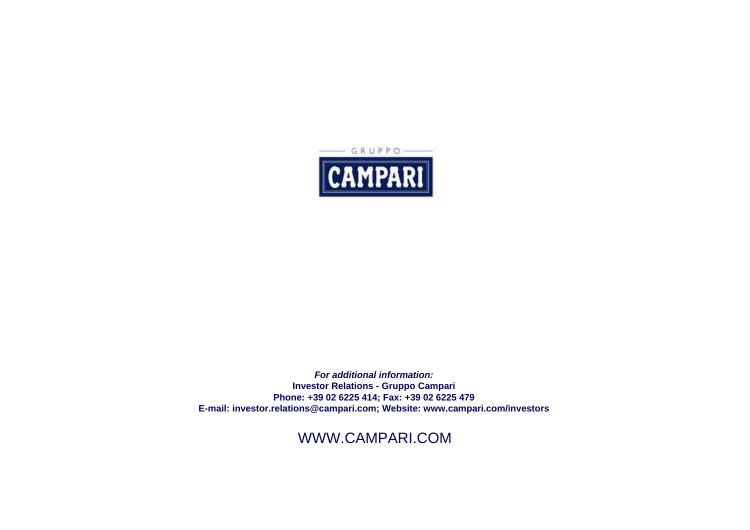GRUPPO

CAMPARI

***For additional information:***

**Investor Relations - Gruppo Campari**

**Phone: +39 02 6225 414; Fax: +39 02 6225 479**

**E-mail: investor.relations@campari.com; Website: www.campari.com/investors**

WWW.CAMPARI.COM